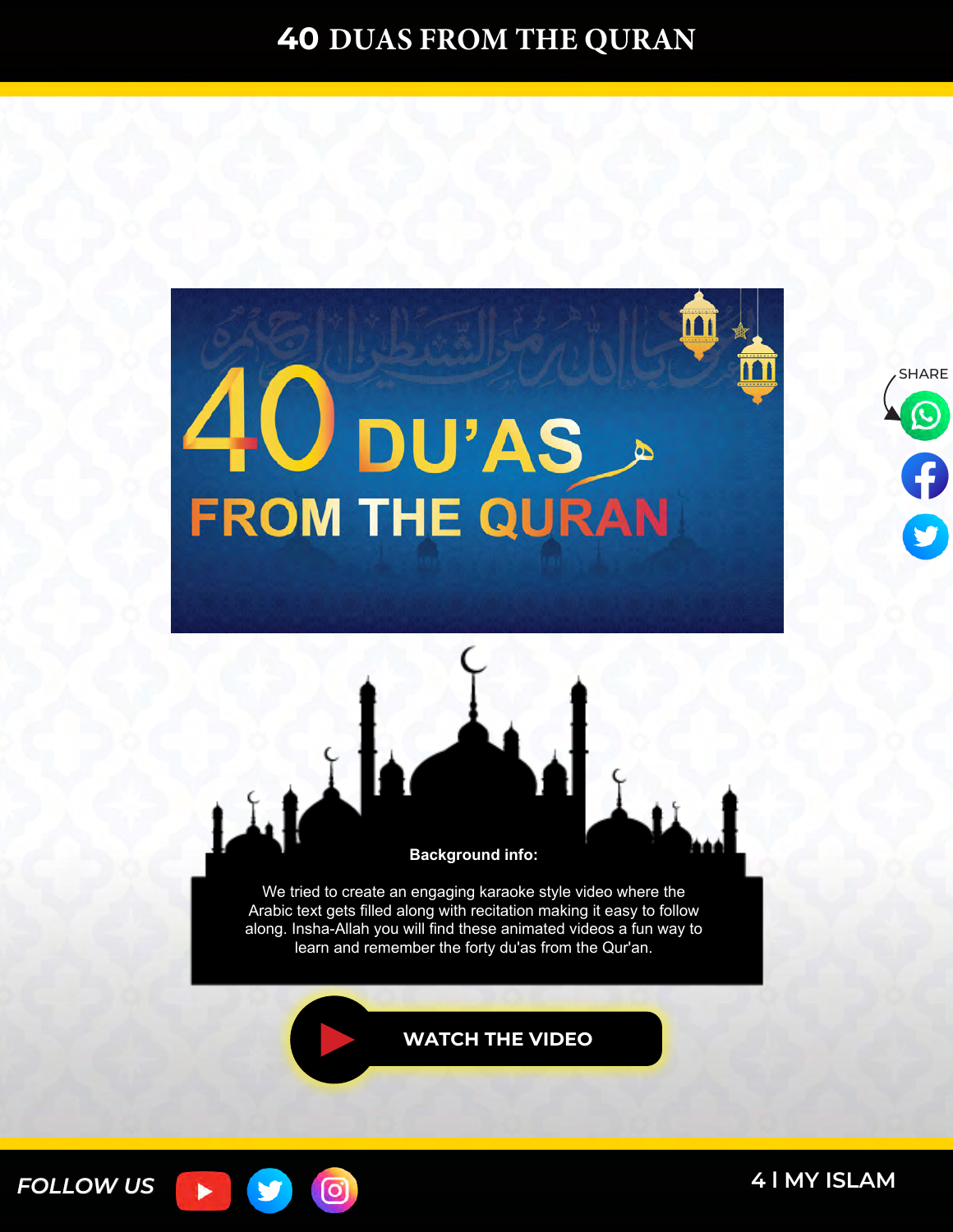# 40 DUAS FROM THE QURAN

40 DU'AS FROM THE QURAN

**Background info:**

We tried to create an engaging karaoke style video where the Arabic text gets filled along with recitation making it easy to follow along. Insha-Allah you will find these animated videos a fun way to learn and remember the forty du'as from the Qur'an.

WATCH THE VIDEO

SHARE

FOLLOW US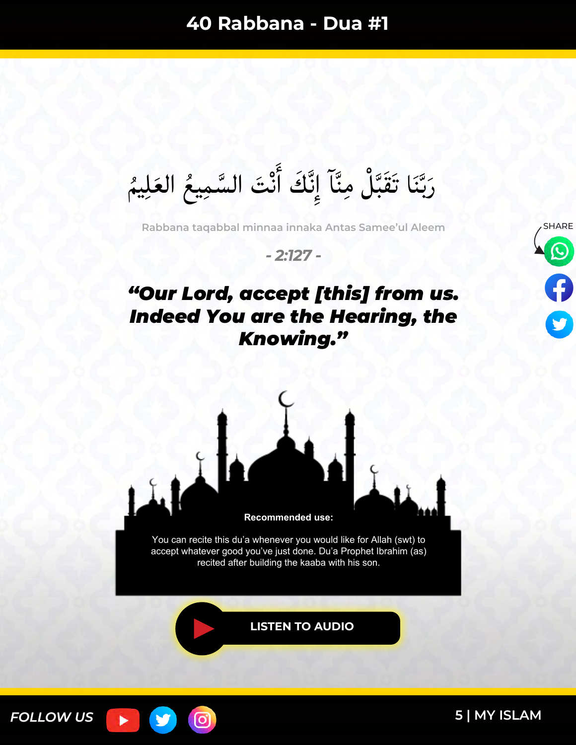# 40 Rabbana - Dua #1

رَبَّنَا تَقَبَّلْ مِنَّآ إِنَّكَ أَنْتَ السَّمِيعُ العَلِيمُ

Rabbana taqabbal minnaa innaka Antas Samee'ul Aleem

*- 2:127 -*

***"Our Lord, accept [this] from us. Indeed You are the Hearing, the Knowing."***

SHARE

**Recommended use:**

You can recite this du'a whenever you would like for Allah (swt) to accept whatever good you've just done. Du'a Prophet Ibrahim (as) recited after building the kaaba with his son.

**LISTEN TO AUDIO**

*FOLLOW US*

MY ISLAM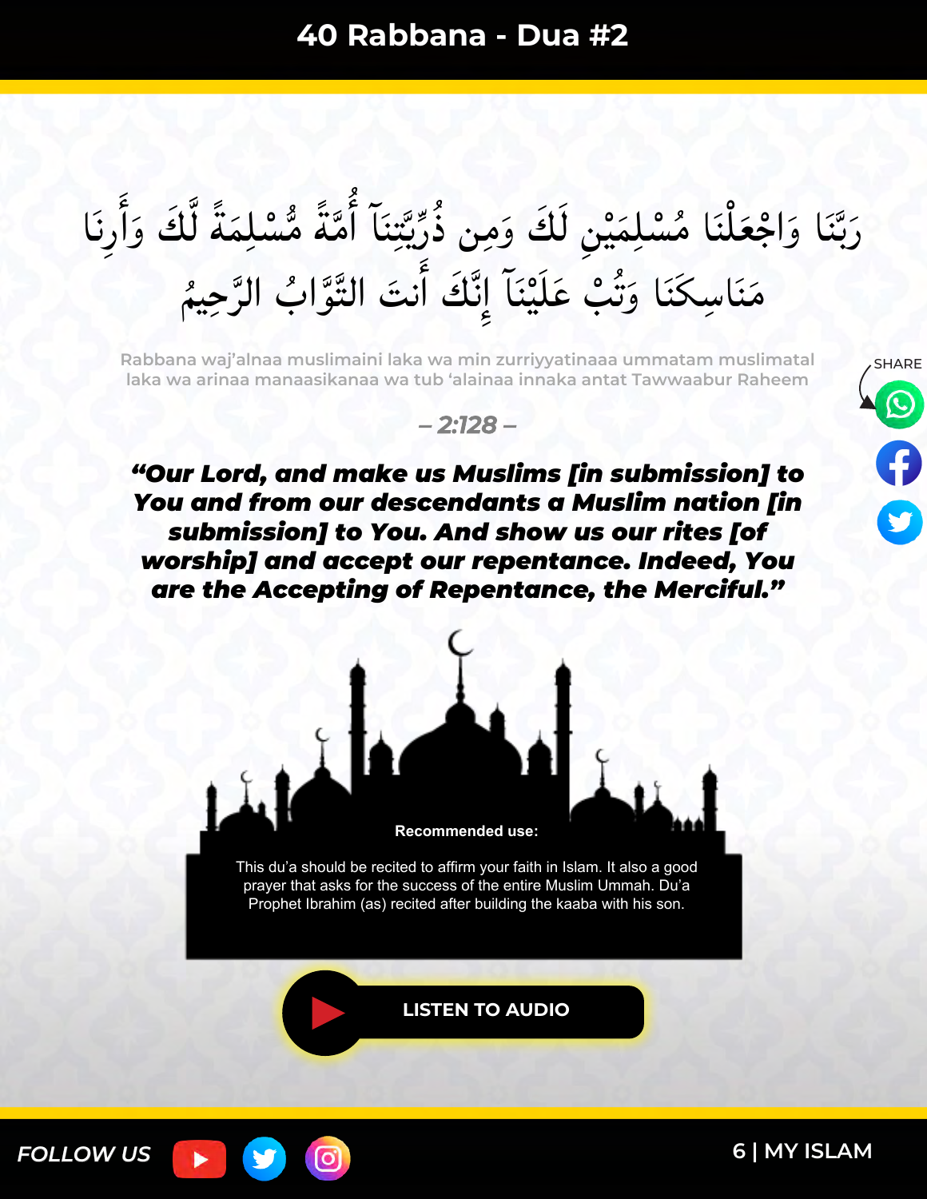# 40 Rabbana - Dua #2

رَبَّنَا وَاجْعَلْنَا مُسْلِمَيْنِ لَكَ وَمِن ذُرِّيَّتِنَآ أُمَّةً مُّسْلِمَةً لَّكَ وَأَرِنَا مَنَاسِكَنَا وَتُبْ عَلَيْنَآ إِنَّكَ أَنتَ التَّوَّابُ الرَّحِيمُ

Rabbana waj'alnaa muslimaini laka wa min zurriyyatinaaa ummatam muslimatal laka wa arinaa manaasikanaa wa tub 'alainaa innaka antat Tawwaabur Raheem

*– 2:128 –*

***"Our Lord, and make us Muslims [in submission] to You and from our descendants a Muslim nation [in submission] to You. And show us our rites [of worship] and accept our repentance. Indeed, You are the Accepting of Repentance, the Merciful."***

**Recommended use:**

This du'a should be recited to affirm your faith in Islam. It also a good prayer that asks for the success of the entire Muslim Ummah. Du'a Prophet Ibrahim (as) recited after building the kaaba with his son.

LISTEN TO AUDIO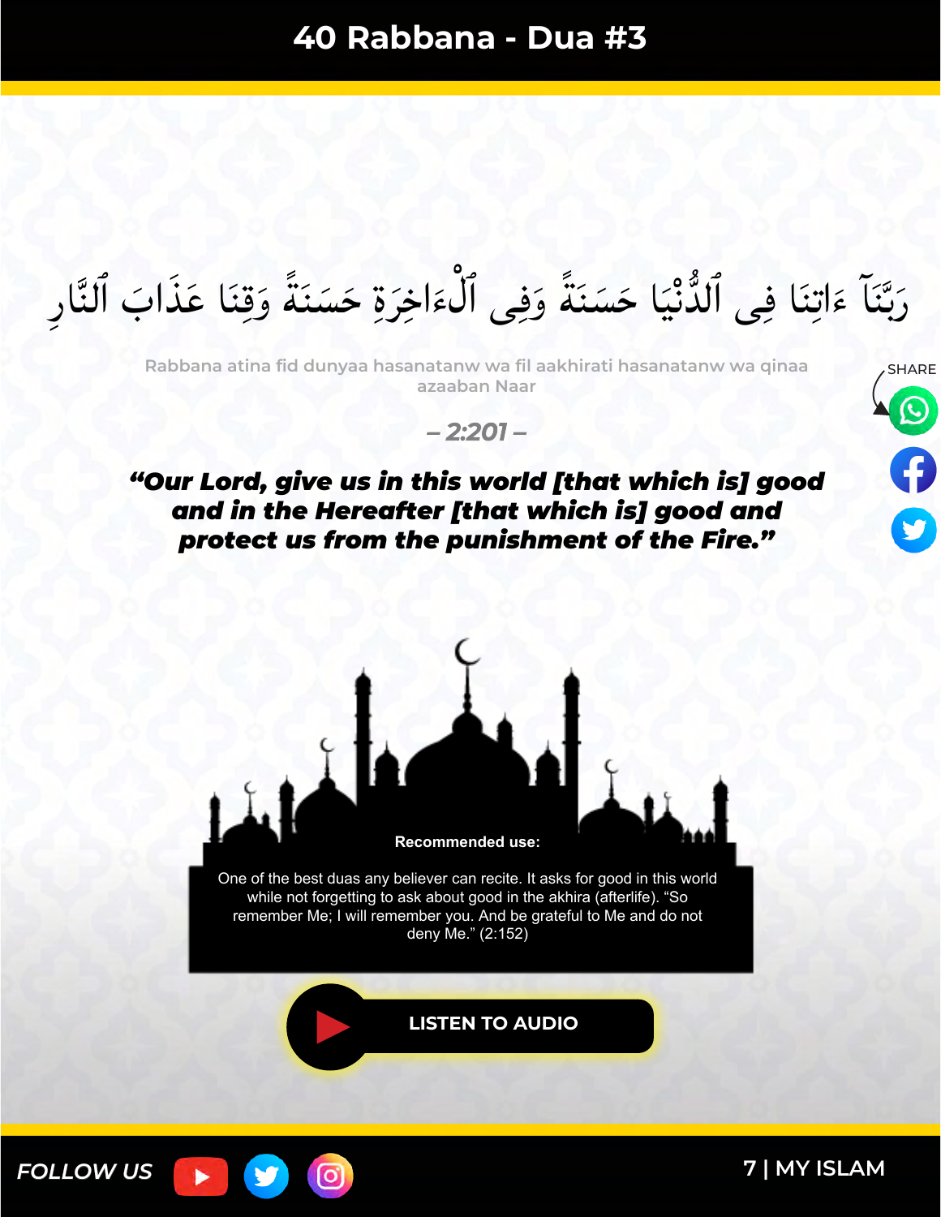# 40 Rabbana - Dua #3

رَبَّنَآ ءَاتِنَا فِى ٱلدُّنْيَا حَسَنَةً وَفِى ٱلْءَاخِرَةِ حَسَنَةً وَقِنَا عَذَابَ ٱلنَّارِ

Rabbana atina fid dunyaa hasanatanw wa fil aakhirati hasanatanw wa qinaa azaaban Naar

*– 2:201 –*

***"Our Lord, give us in this world [that which is] good and in the Hereafter [that which is] good and protect us from the punishment of the Fire."***

SHARE

**Recommended use:**

One of the best duas any believer can recite. It asks for good in this world while not forgetting to ask about good in the akhira (afterlife). "So remember Me; I will remember you. And be grateful to Me and do not deny Me." (2:152)

**LISTEN TO AUDIO**

*FOLLOW US*

MY ISLAM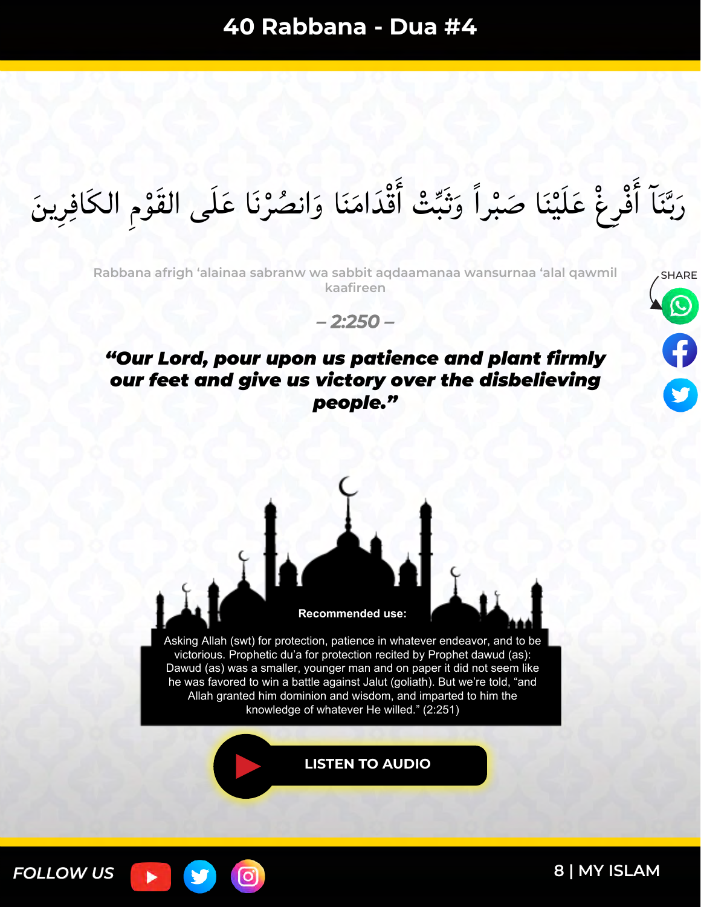# 40 Rabbana - Dua #4

رَبَّنَآ أَفْرِغْ عَلَيْنَا صَبْراً وَثَبِّتْ أَقْدَامَنَا وَانصُرْنَا عَلَى الْقَوْمِ الكَافِرِينَ

Rabbana afrigh 'alainaa sabranw wa sabbit aqdaamanaa wansurnaa 'alal qawmil kaafireen

*– 2:250 –*

***"Our Lord, pour upon us patience and plant firmly our feet and give us victory over the disbelieving people."***

SHARE

**Recommended use:**

Asking Allah (swt) for protection, patience in whatever endeavor, and to be victorious. Prophetic du'a for protection recited by Prophet dawud (as): Dawud (as) was a smaller, younger man and on paper it did not seem like he was favored to win a battle against Jalut (goliath). But we're told, "and Allah granted him dominion and wisdom, and imparted to him the knowledge of whatever He willed." (2:251)

LISTEN TO AUDIO

FOLLOW US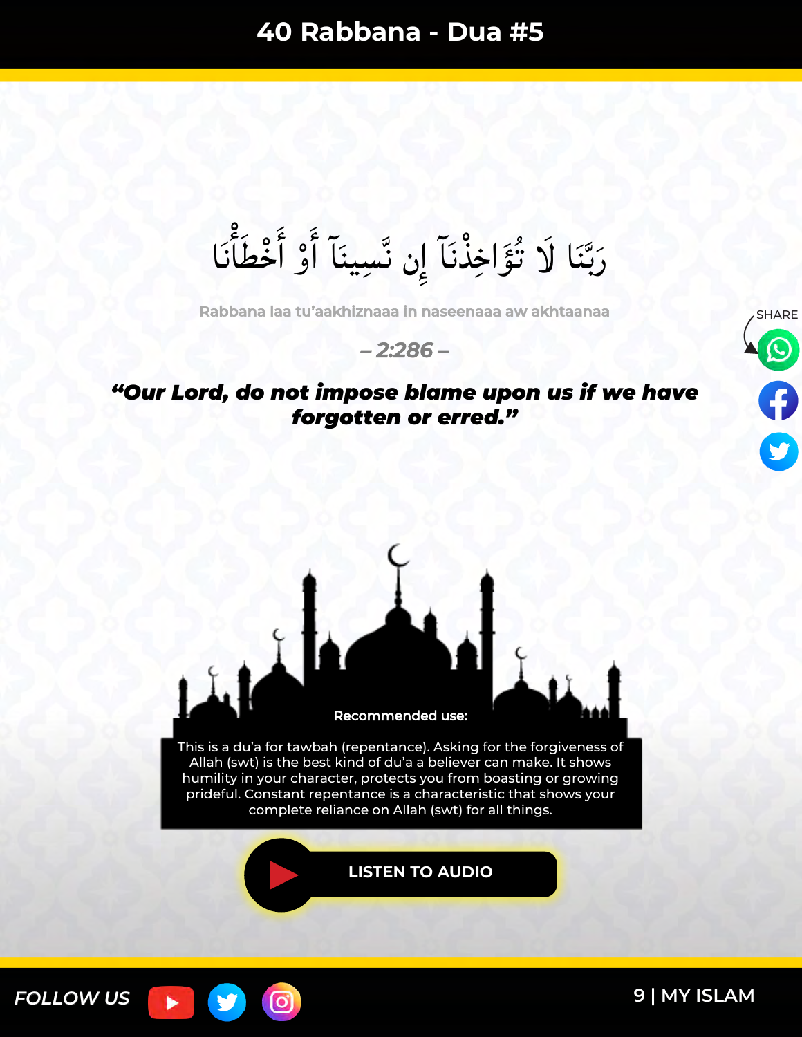# 40 Rabbana - Dua #5

رَبَّنَا لَا تُؤَاخِذْنَآ إِن نَّسِينَآ أَوْ أَخْطَأْنَا

Rabbana laa tu'aakhiznaaa in naseenaaa aw akhtaanaa

*– 2:286 –*

***"Our Lord, do not impose blame upon us if we have forgotten or erred."***

SHARE

**Recommended use:**

This is a du'a for tawbah (repentance). Asking for the forgiveness of Allah (swt) is the best kind of du'a a believer can make. It shows humility in your character, protects you from boasting or growing prideful. Constant repentance is a characteristic that shows your complete reliance on Allah (swt) for all things.

**LISTEN TO AUDIO**

*FOLLOW US*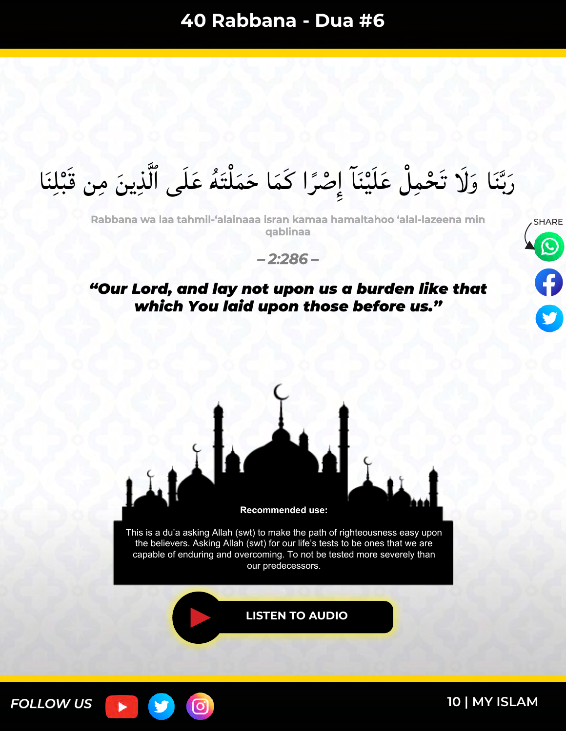# 40 Rabbana - Dua #6

رَبَّنَا وَلَا تَحْمِلْ عَلَيْنَآ إِصْرًا كَمَا حَمَلْتَهُۥ عَلَى ٱلَّذِينَ مِن قَبْلِنَا

Rabbana wa laa tahmil-'alainaaa isran kamaa hamaltahoo 'alal-lazeena min qablinaa

*– 2:286 –*

***"Our Lord, and lay not upon us a burden like that which You laid upon those before us."***

SHARE

**Recommended use:**

This is a du'a asking Allah (swt) to make the path of righteousness easy upon the believers. Asking Allah (swt) for our life's tests to be ones that we are capable of enduring and overcoming. To not be tested more severely than our predecessors.

**LISTEN TO AUDIO**

*FOLLOW US*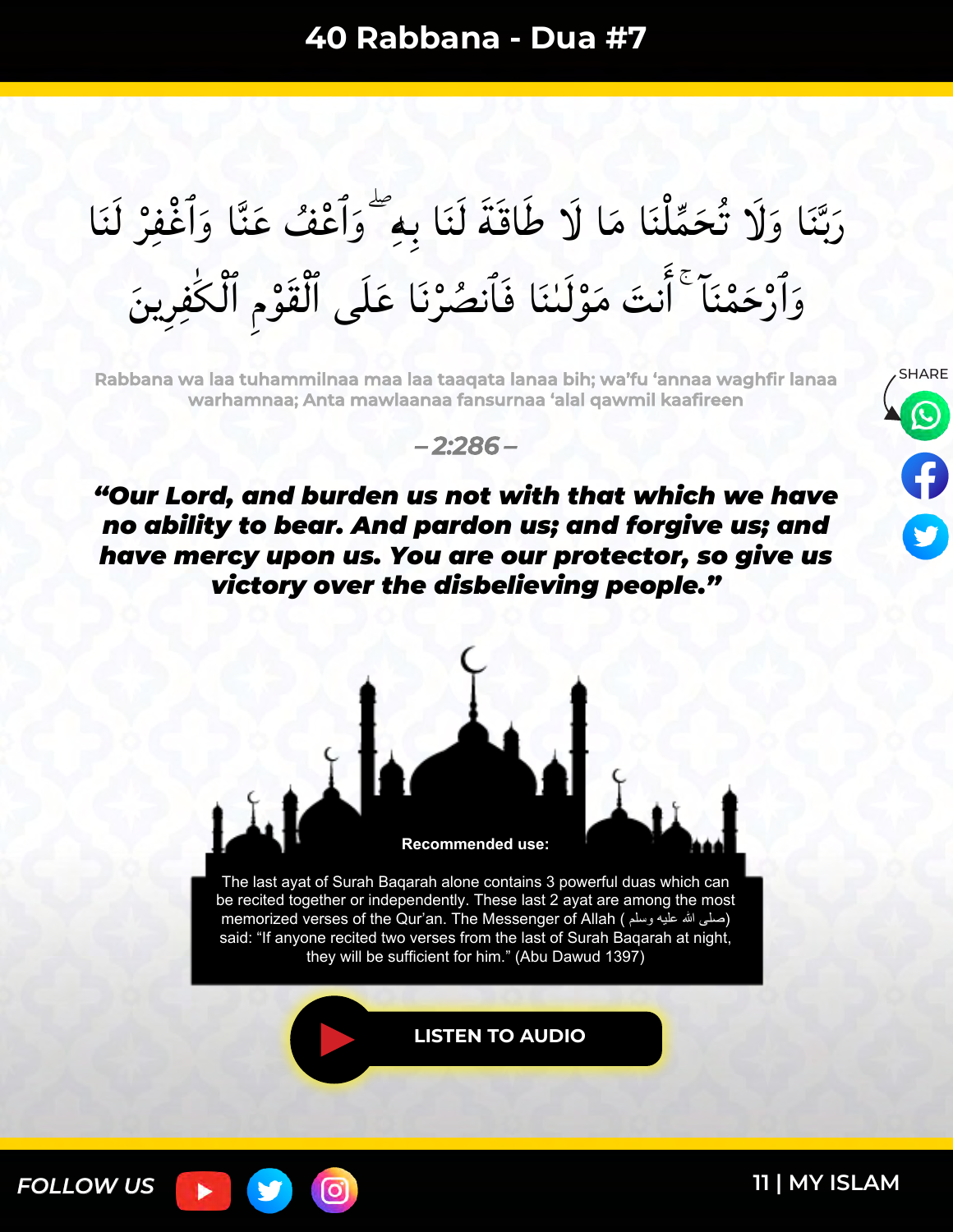# 40 Rabbana - Dua #7

رَبَّنَا وَلَا تُحَمِّلْنَا مَا لَا طَاقَةَ لَنَا بِهِۦ ۖ وَٱعْفُ عَنَّا وَٱغْفِرْ لَنَا وَٱرْحَمْنَآ ۚ أَنتَ مَوْلَىٰنَا فَٱنصُرْنَا عَلَى ٱلْقَوْمِ ٱلْكَـٰفِرِينَ

Rabbana wa laa tuhammilnaa maa laa taaqata lanaa bih; wa'fu 'annaa waghfir lanaa warhamnaa; Anta mawlaanaa fansurnaa 'alal qawmil kaafireen

– 2:286 –

***"Our Lord, and burden us not with that which we have no ability to bear. And pardon us; and forgive us; and have mercy upon us. You are our protector, so give us victory over the disbelieving people."***

**Recommended use:**

The last ayat of Surah Baqarah alone contains 3 powerful duas which can be recited together or independently. These last 2 ayat are among the most memorized verses of the Qur'an. The Messenger of Allah (صلى الله عليه وسلم) said: "If anyone recited two verses from the last of Surah Baqarah at night, they will be sufficient for him." (Abu Dawud 1397)

LISTEN TO AUDIO

SHARE

FOLLOW US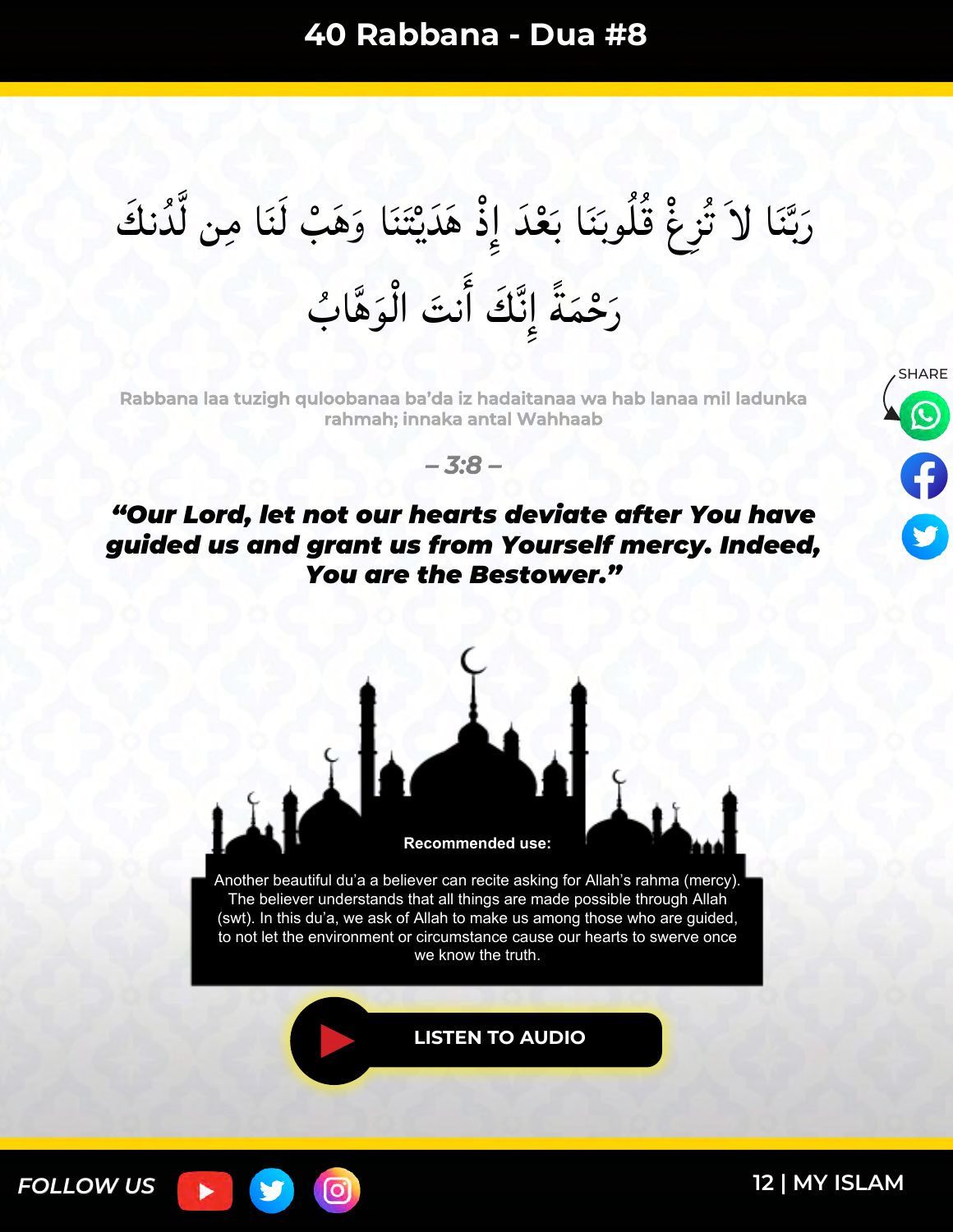# 40 Rabbana - Dua #8

رَبَّنَا لاَ تُزِغْ قُلُوبَنَا بَعْدَ إِذْ هَدَيْتَنَا وَهَبْ لَنَا مِن لَّدُنكَ رَحْمَةً إِنَّكَ أَنتَ الْوَهَّابُ

Rabbana laa tuzigh quloobanaa ba'da iz hadaitanaa wa hab lanaa mil ladunka rahmah; innaka antal Wahhaab

– 3:8 –

***"Our Lord, let not our hearts deviate after You have guided us and grant us from Yourself mercy. Indeed, You are the Bestower."***

**Recommended use:**

Another beautiful du'a a believer can recite asking for Allah's rahma (mercy). The believer understands that all things are made possible through Allah (swt). In this du'a, we ask of Allah to make us among those who are guided, to not let the environment or circumstance cause our hearts to swerve once we know the truth.

LISTEN TO AUDIO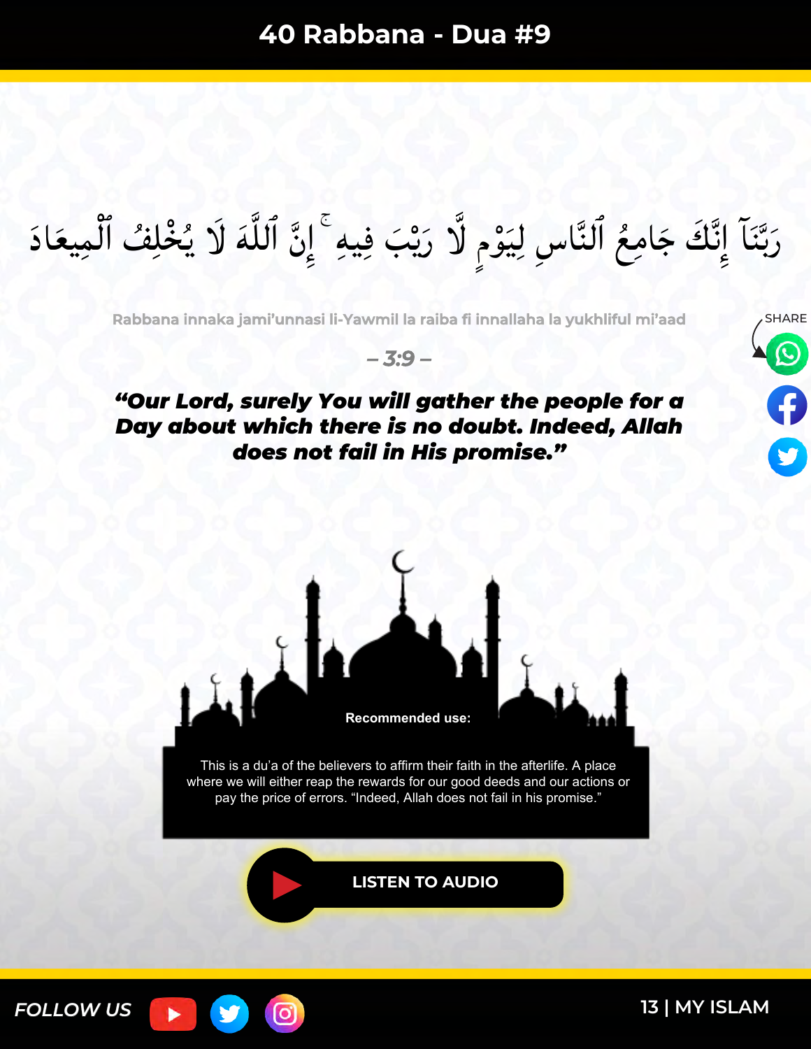# 40 Rabbana - Dua #9

رَبَّنَآ إِنَّكَ جَامِعُ ٱلنَّاسِ لِيَوْمٍ لَّا رَيْبَ فِيهِ ۚ إِنَّ ٱللَّهَ لَا يُخْلِفُ ٱلْمِيعَادَ

Rabbana innaka jami'unnasi li-Yawmil la raiba fi innallaha la yukhliful mi'aad

– 3:9 –

***"Our Lord, surely You will gather the people for a Day about which there is no doubt. Indeed, Allah does not fail in His promise."***

SHARE

**Recommended use:**

This is a du'a of the believers to affirm their faith in the afterlife. A place where we will either reap the rewards for our good deeds and our actions or pay the price of errors. "Indeed, Allah does not fail in his promise."

**LISTEN TO AUDIO**

*FOLLOW US*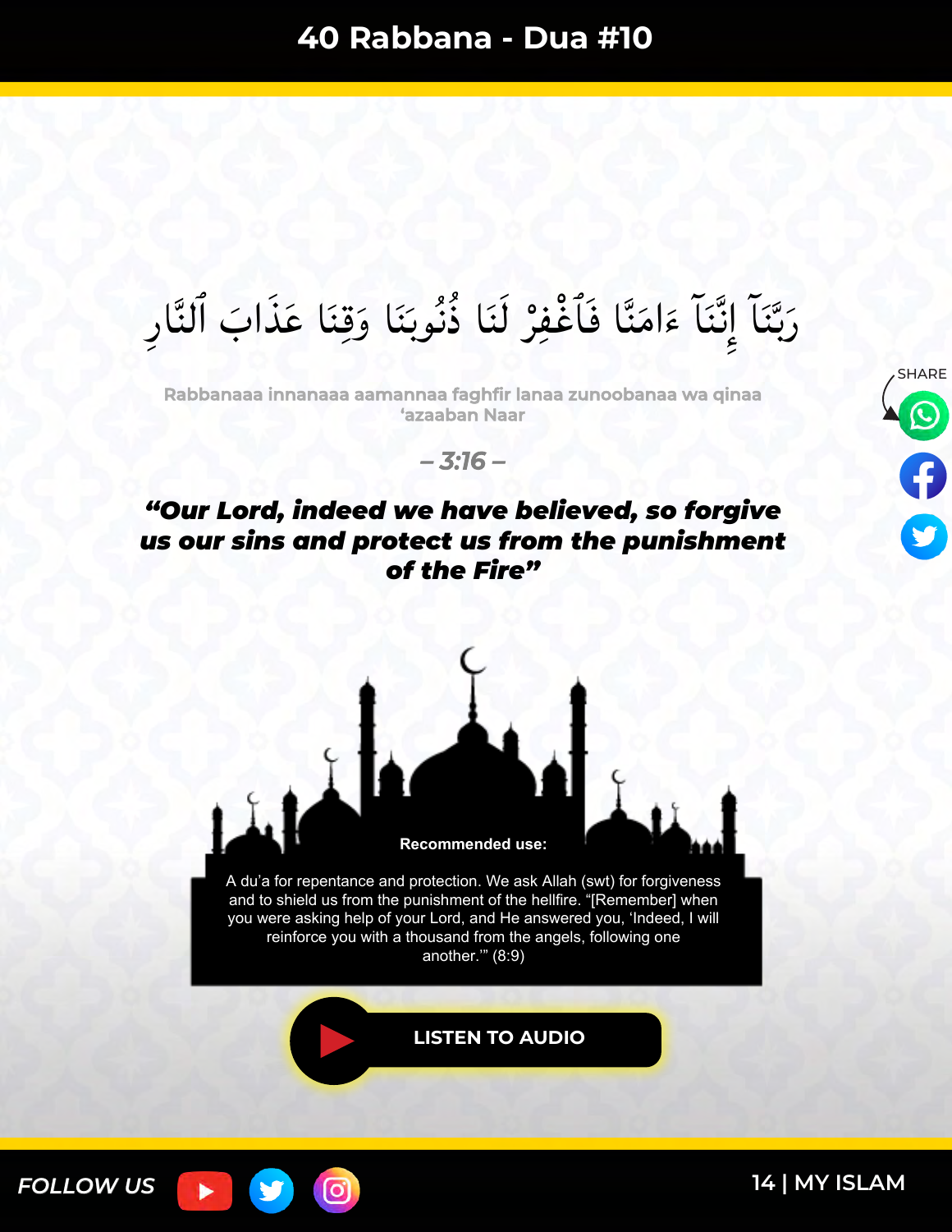# 40 Rabbana - Dua #10

رَبَّنَآ إِنَّنَآ ءَامَنَّا فَٱغْفِرْ لَنَا ذُنُوبَنَا وَقِنَا عَذَابَ ٱلنَّارِ

Rabbanaaa innanaaa aamannaa faghfir lanaa zunoobanaa wa qinaa 'azaaban Naar

*– 3:16 –*

***"Our Lord, indeed we have believed, so forgive us our sins and protect us from the punishment of the Fire"***

**Recommended use:**

A du'a for repentance and protection. We ask Allah (swt) for forgiveness and to shield us from the punishment of the hellfire. "[Remember] when you were asking help of your Lord, and He answered you, 'Indeed, I will reinforce you with a thousand from the angels, following one another.'" (8:9)

LISTEN TO AUDIO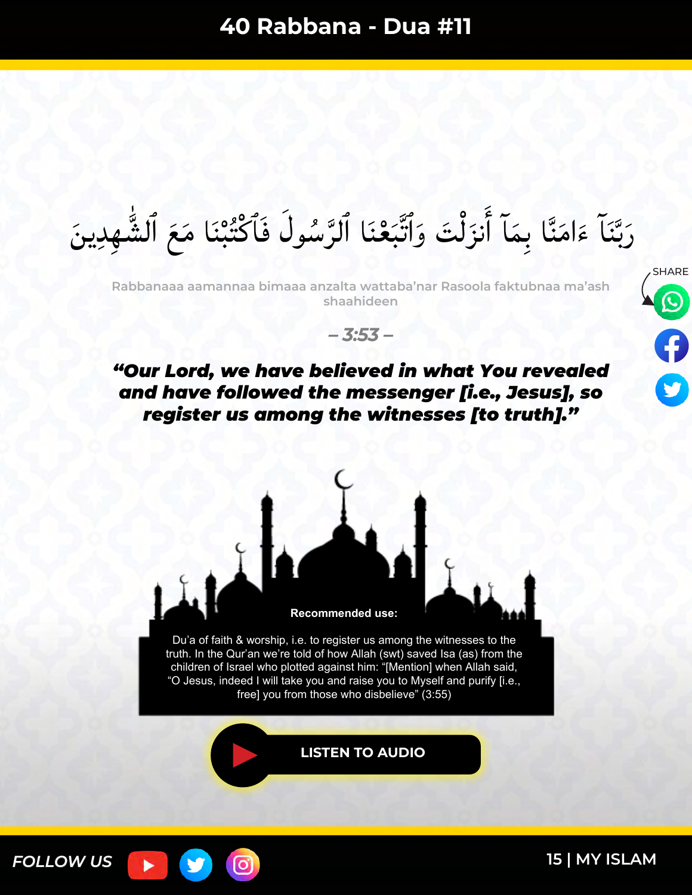# 40 Rabbana - Dua #11

رَبَّنَآ ءَامَنَّا بِمَآ أَنزَلْتَ وَٱتَّبَعْنَا ٱلرَّسُولَ فَٱكْتُبْنَا مَعَ ٱلشَّٰهِدِينَ

Rabbanaaa aamannaa bimaaa anzalta wattaba'nar Rasoola faktubnaa ma'ash shaahideen

*– 3:53 –*

***"Our Lord, we have believed in what You revealed and have followed the messenger [i.e., Jesus], so register us among the witnesses [to truth]."***

**Recommended use:**

Du'a of faith & worship, i.e. to register us among the witnesses to the truth. In the Qur'an we're told of how Allah (swt) saved Isa (as) from the children of Israel who plotted against him: "[Mention] when Allah said, "O Jesus, indeed I will take you and raise you to Myself and purify [i.e., free] you from those who disbelieve" (3:55)

LISTEN TO AUDIO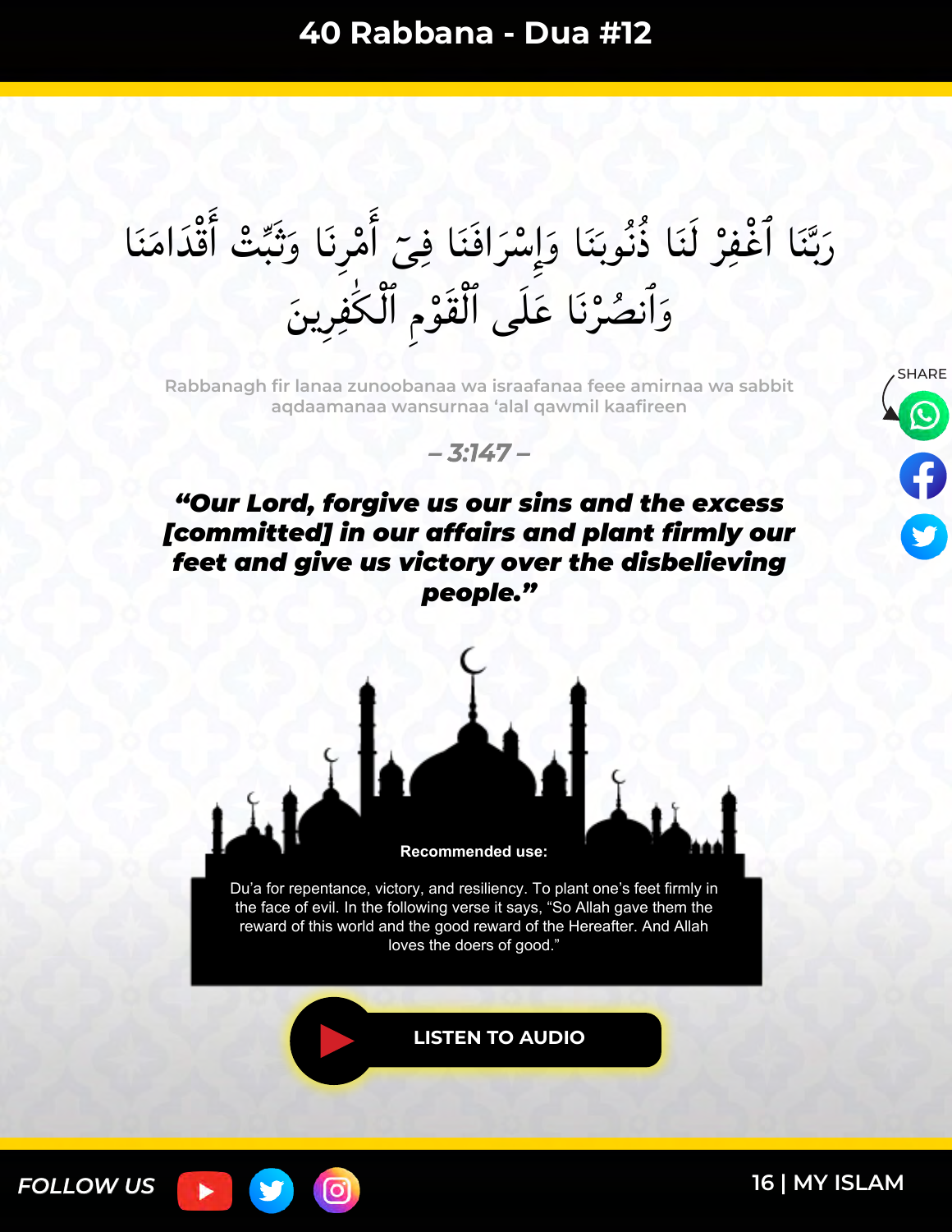# 40 Rabbana - Dua #12

رَبَّنَا ٱغْفِرْ لَنَا ذُنُوبَنَا وَإِسْرَافَنَا فِىٓ أَمْرِنَا وَثَبِّتْ أَقْدَامَنَا وَٱنصُرْنَا عَلَى ٱلْقَوْمِ ٱلْكَٰفِرِينَ

Rabbanagh fir lanaa zunoobanaa wa israafanaa feee amirnaa wa sabbit aqdaamanaa wansurnaa 'alal qawmil kaafireen

*– 3:147 –*

***"Our Lord, forgive us our sins and the excess [committed] in our affairs and plant firmly our feet and give us victory over the disbelieving people."***

**Recommended use:**

Du'a for repentance, victory, and resiliency. To plant one's feet firmly in the face of evil. In the following verse it says, "So Allah gave them the reward of this world and the good reward of the Hereafter. And Allah loves the doers of good."

LISTEN TO AUDIO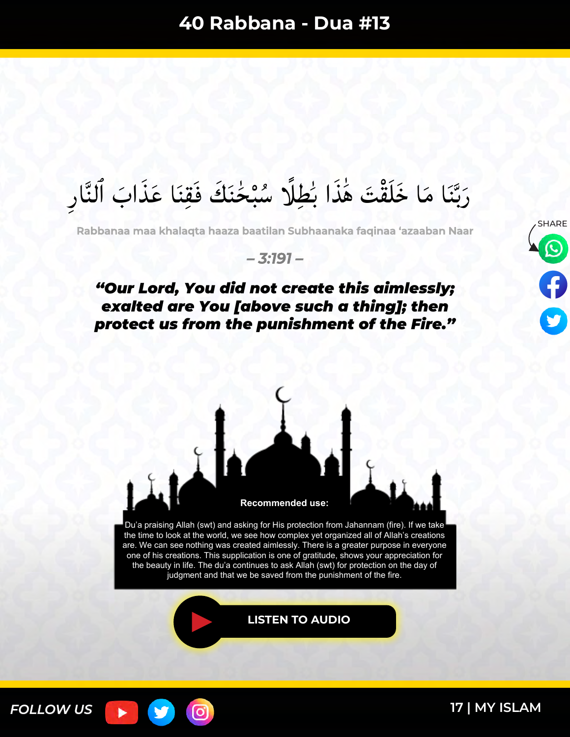# 40 Rabbana - Dua #13

رَبَّنَا مَا خَلَقْتَ هَٰذَا بَٰطِلًا سُبْحَٰنَكَ فَقِنَا عَذَابَ ٱلنَّارِ

Rabbanaa maa khalaqta haaza baatilan Subhaanaka faqinaa 'azaaban Naar

– 3:191 –

***"Our Lord, You did not create this aimlessly; exalted are You [above such a thing]; then protect us from the punishment of the Fire."***

SHARE

**Recommended use:**

Du'a praising Allah (swt) and asking for His protection from Jahannam (fire). If we take the time to look at the world, we see how complex yet organized all of Allah's creations are. We can see nothing was created aimlessly. There is a greater purpose in everyone one of his creations. This supplication is one of gratitude, shows your appreciation for the beauty in life. The du'a continues to ask Allah (swt) for protection on the day of judgment and that we be saved from the punishment of the fire.

LISTEN TO AUDIO

FOLLOW US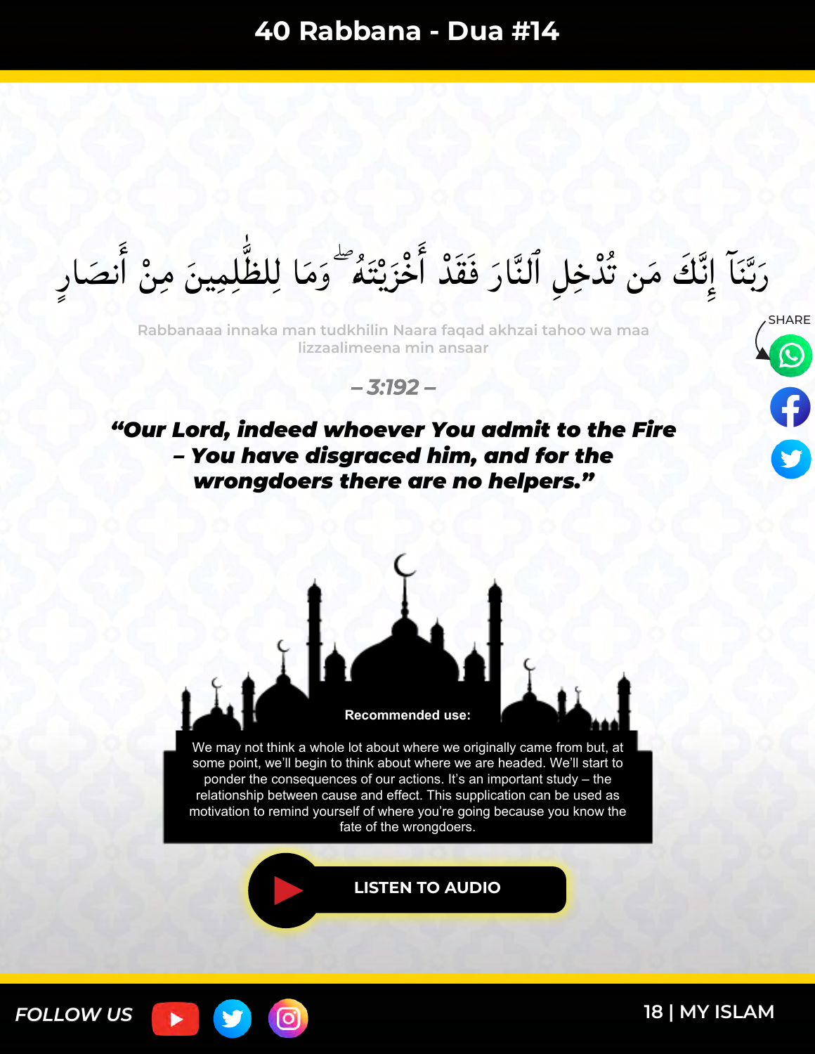# 40 Rabbana - Dua #14

رَبَّنَآ إِنَّكَ مَن تُدْخِلِ ٱلنَّارَ فَقَدْ أَخْزَيْتَهُۥ ۖ وَمَا لِلظَّٰلِمِينَ مِنْ أَنصَارٍ

Rabbanaaa innaka man tudkhilin Naara faqad akhzai tahoo wa maa lizzaalimeena min ansaar

*– 3:192 –*

***"Our Lord, indeed whoever You admit to the Fire – You have disgraced him, and for the wrongdoers there are no helpers."***

SHARE

**Recommended use:**

We may not think a whole lot about where we originally came from but, at some point, we'll begin to think about where we are headed. We'll start to ponder the consequences of our actions. It's an important study – the relationship between cause and effect. This supplication can be used as motivation to remind yourself of where you're going because you know the fate of the wrongdoers.

LISTEN TO AUDIO

FOLLOW US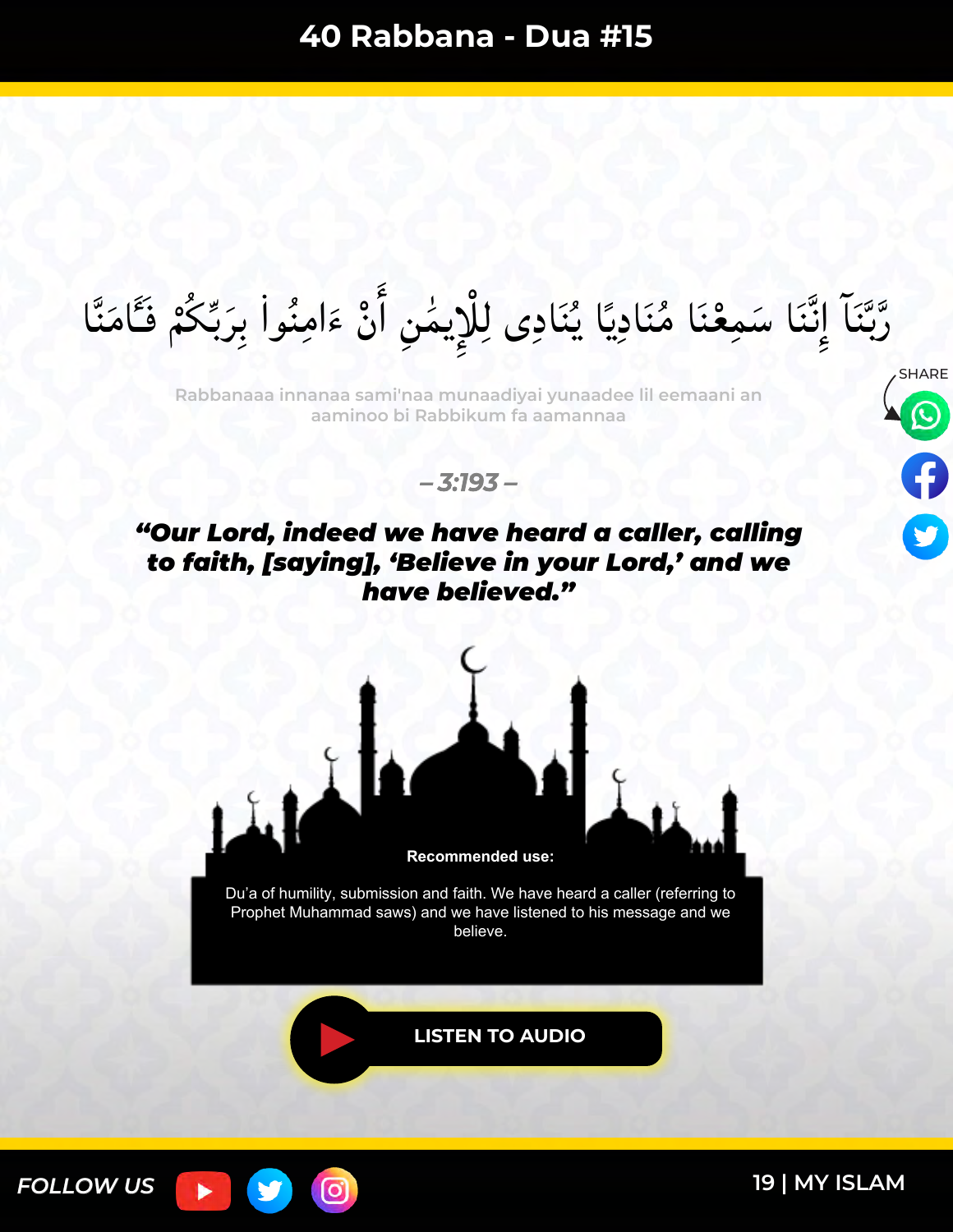# 40 Rabbana - Dua #15

رَّبَّنَآ إِنَّنَا سَمِعْنَا مُنَادِيًا يُنَادِى لِلْإِيمَٰنِ أَنْ ءَامِنُوا۟ بِرَبِّكُمْ فَـَٔامَنَّا

Rabbanaaa innanaa sami'naa munaadiyai yunaadee lil eemaani an aaminoo bi Rabbikum fa aamannaa

*– 3:193 –*

***"Our Lord, indeed we have heard a caller, calling to faith, [saying], 'Believe in your Lord,' and we have believed."***

**Recommended use:**

Du'a of humility, submission and faith. We have heard a caller (referring to Prophet Muhammad saws) and we have listened to his message and we believe.

LISTEN TO AUDIO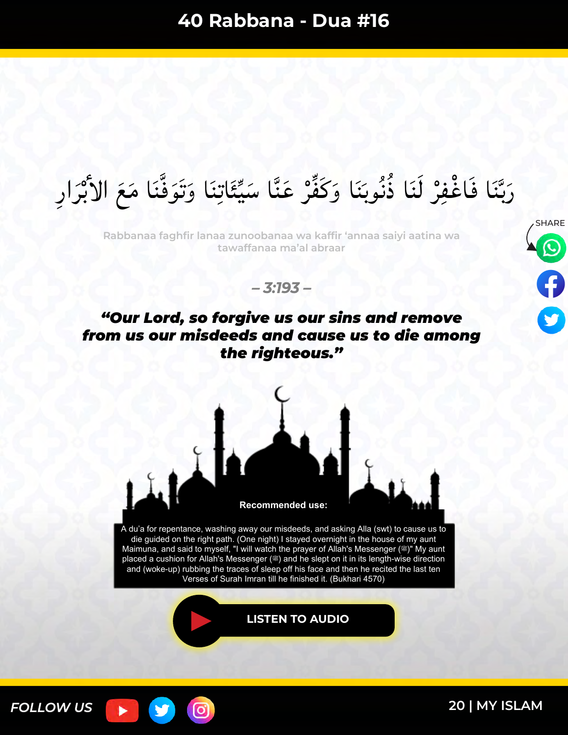# 40 Rabbana - Dua #16

رَبَّنَا فَاغْفِرْ لَنَا ذُنُوبَنَا وَكَفِّرْ عَنَّا سَيِّئَاتِنَا وَتَوَفَّنَا مَعَ الأبْرَارِ

Rabbanaa faghfir lanaa zunoobanaa wa kaffir 'annaa saiyi aatina wa tawaffanaa ma'al abraar

*– 3:193 –*

***"Our Lord, so forgive us our sins and remove from us our misdeeds and cause us to die among the righteous."***

**Recommended use:**

A du'a for repentance, washing away our misdeeds, and asking Alla (swt) to cause us to die guided on the right path. (One night) I stayed overnight in the house of my aunt Maimuna, and said to myself, "I will watch the prayer of Allah's Messenger (ﷺ)" My aunt placed a cushion for Allah's Messenger (ﷺ) and he slept on it in its length-wise direction and (woke-up) rubbing the traces of sleep off his face and then he recited the last ten Verses of Surah Imran till he finished it. (Bukhari 4570)

LISTEN TO AUDIO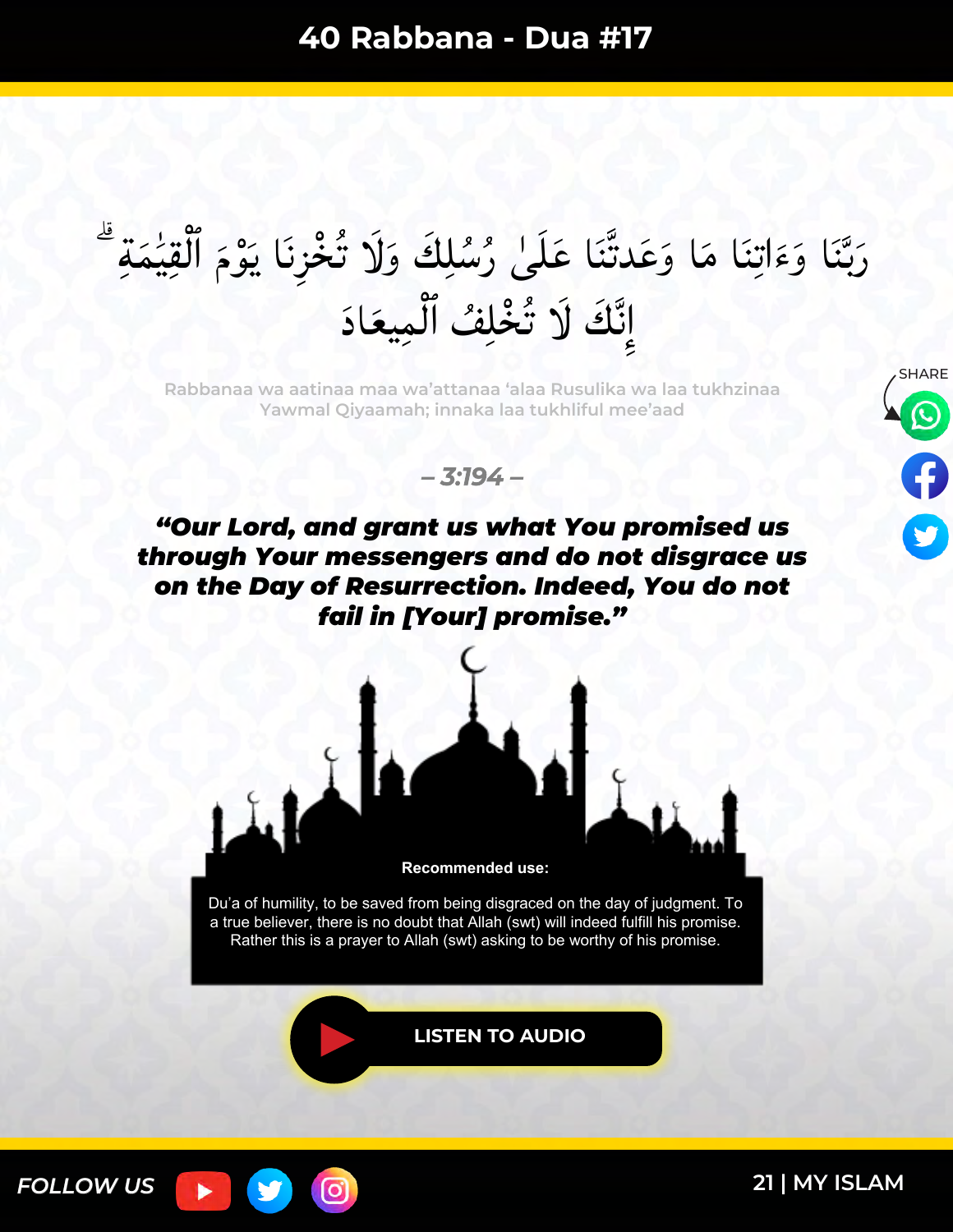# 40 Rabbana - Dua #17

رَبَّنَا وَءَاتِنَا مَا وَعَدتَّنَا عَلَىٰ رُسُلِكَ وَلَا تُخْزِنَا يَوْمَ ٱلْقِيَٰمَةِ ۗ إِنَّكَ لَا تُخْلِفُ ٱلْمِيعَادَ

Rabbanaa wa aatinaa maa wa'attanaa 'alaa Rusulika wa laa tukhzinaa Yawmal Qiyaamah; innaka laa tukhliful mee'aad

*– 3:194 –*

***"Our Lord, and grant us what You promised us through Your messengers and do not disgrace us on the Day of Resurrection. Indeed, You do not fail in [Your] promise."***

**Recommended use:**

Du'a of humility, to be saved from being disgraced on the day of judgment. To a true believer, there is no doubt that Allah (swt) will indeed fulfill his promise. Rather this is a prayer to Allah (swt) asking to be worthy of his promise.

**LISTEN TO AUDIO**

FOLLOW US

MY ISLAM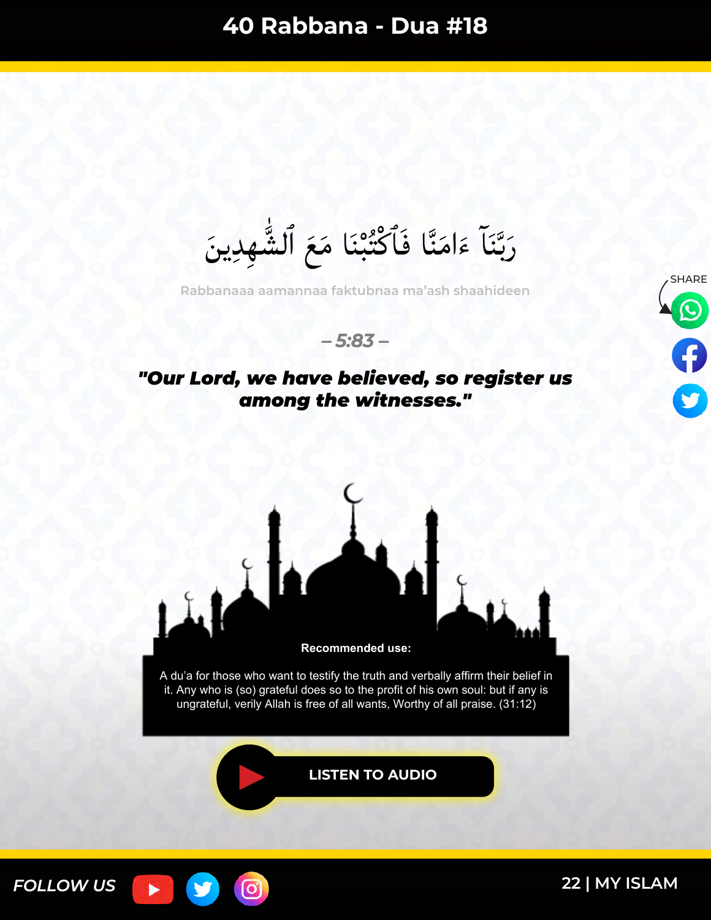# 40 Rabbana - Dua #18

رَبَّنَآ ءَامَنَّا فَٱكْتُبْنَا مَعَ ٱلشَّٰهِدِينَ

Rabbanaaa aamannaa faktubnaa ma'ash shaahideen

*– 5:83 –*

***"Our Lord, we have believed, so register us among the witnesses."***

SHARE

**Recommended use:**

A du'a for those who want to testify the truth and verbally affirm their belief in it. Any who is (so) grateful does so to the profit of his own soul: but if any is ungrateful, verily Allah is free of all wants, Worthy of all praise. (31:12)

LISTEN TO AUDIO

*FOLLOW US*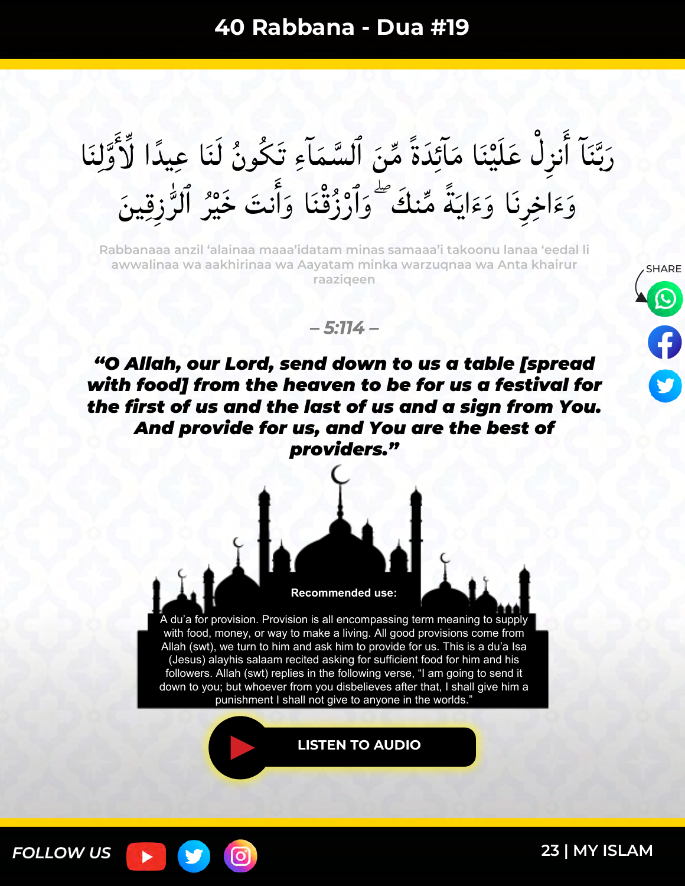# 40 Rabbana - Dua #19

رَبَّنَآ أَنزِلْ عَلَيْنَا مَآئِدَةً مِّنَ ٱلسَّمَآءِ تَكُونُ لَنَا عِيدًا لِّأَوَّلِنَا وَءَاخِرِنَا وَءَايَةً مِّنكَ ۖ وَٱرْزُقْنَا وَأَنتَ خَيْرُ ٱلرَّٰزِقِينَ

Rabbanaaa anzil 'alainaa maaa'idatam minas samaaa'i takoonu lanaa 'eedal li awwalinaa wa aakhirinaa wa Aayatam minka warzuqnaa wa Anta khairur raaziqeen

*– 5:114 –*

***"O Allah, our Lord, send down to us a table [spread with food] from the heaven to be for us a festival for the first of us and the last of us and a sign from You. And provide for us, and You are the best of providers."***

**Recommended use:**

A du'a for provision. Provision is all encompassing term meaning to supply with food, money, or way to make a living. All good provisions come from Allah (swt), we turn to him and ask him to provide for us. This is a du'a Isa (Jesus) alayhis salaam recited asking for sufficient food for him and his followers. Allah (swt) replies in the following verse, "I am going to send it down to you; but whoever from you disbelieves after that, I shall give him a punishment I shall not give to anyone in the worlds."

LISTEN TO AUDIO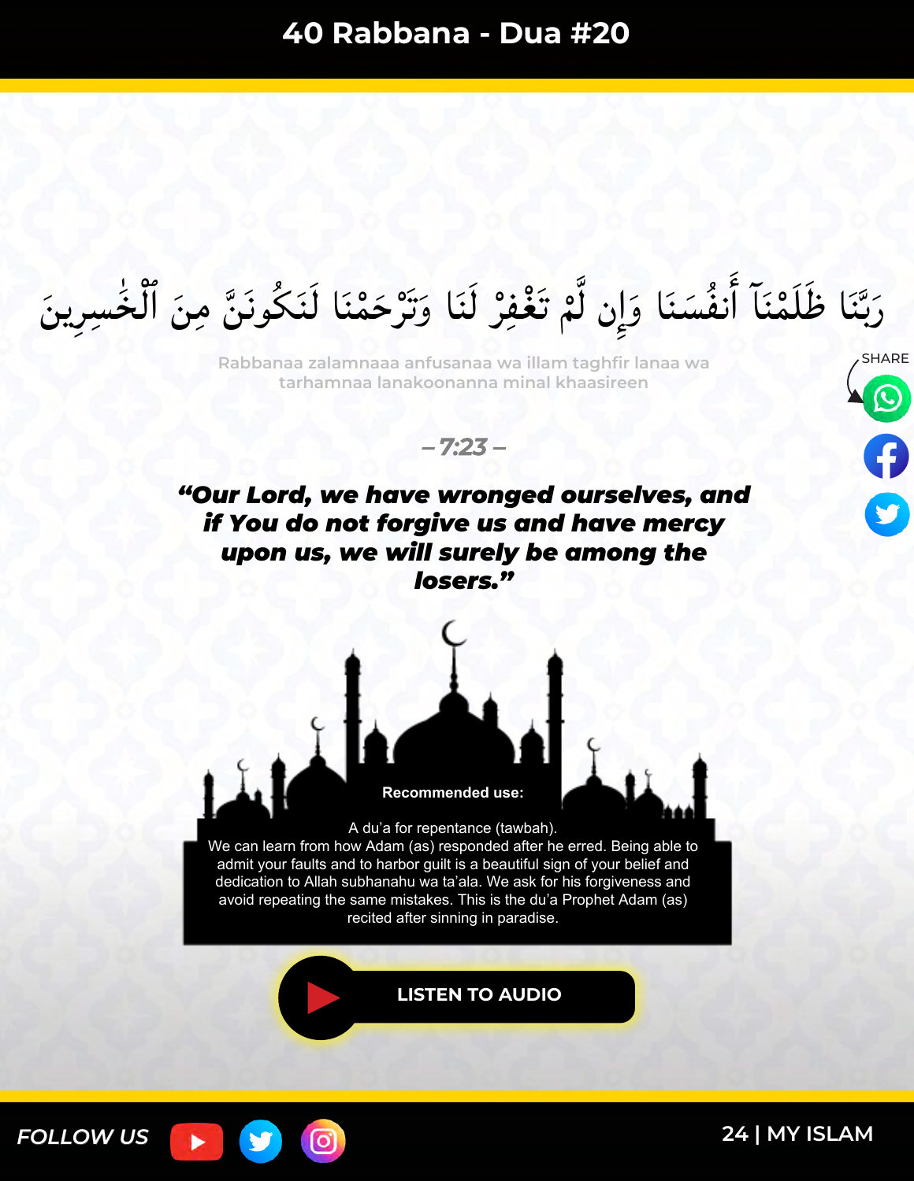# 40 Rabbana - Dua #20

رَبَّنَا ظَلَمْنَآ أَنفُسَنَا وَإِن لَّمْ تَغْفِرْ لَنَا وَتَرْحَمْنَا لَنَكُونَنَّ مِنَ ٱلْخَٰسِرِينَ

Rabbanaa zalamnaaa anfusanaa wa illam taghfir lanaa wa tarhamnaa lanakoonanna minal khaasireen

*– 7:23 –*

***"Our Lord, we have wronged ourselves, and if You do not forgive us and have mercy upon us, we will surely be among the losers."***

**Recommended use:**

A du'a for repentance (tawbah).
We can learn from how Adam (as) responded after he erred. Being able to admit your faults and to harbor guilt is a beautiful sign of your belief and dedication to Allah subhanahu wa ta'ala. We ask for his forgiveness and avoid repeating the same mistakes. This is the du'a Prophet Adam (as) recited after sinning in paradise.

LISTEN TO AUDIO

FOLLOW US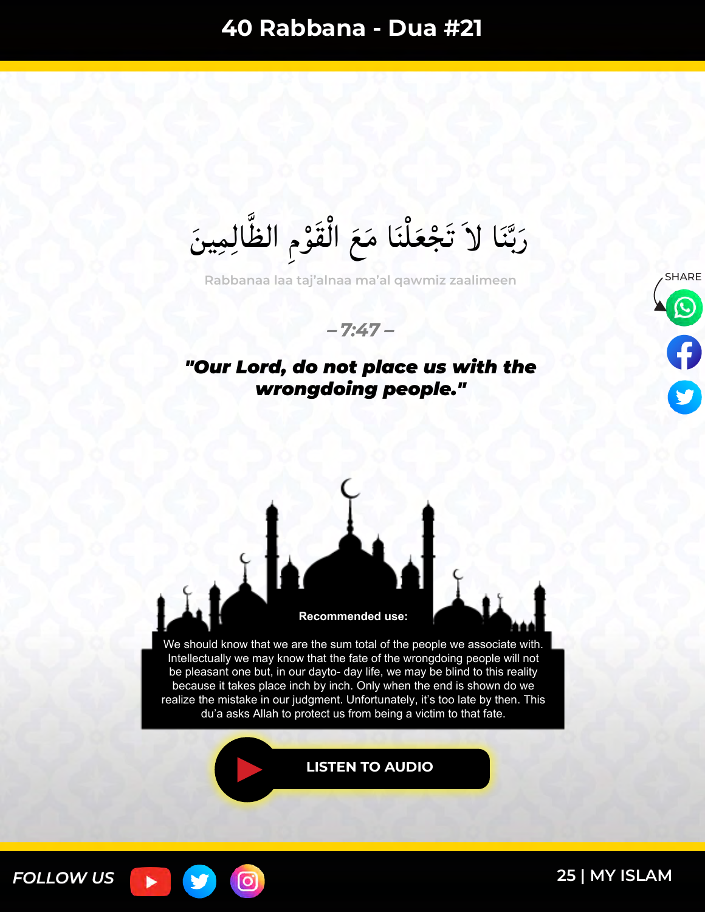# 40 Rabbana - Dua #21

رَبَّنَا لاَ تَجْعَلْنَا مَعَ الْقَوْمِ الظَّالِمِينَ

Rabbanaa laa taj'alnaa ma'al qawmiz zaalimeen

– 7:47 –

***"Our Lord, do not place us with the wrongdoing people."***

**Recommended use:**

We should know that we are the sum total of the people we associate with. Intellectually we may know that the fate of the wrongdoing people will not be pleasant one but, in our dayto- day life, we may be blind to this reality because it takes place inch by inch. Only when the end is shown do we realize the mistake in our judgment. Unfortunately, it's too late by then. This du'a asks Allah to protect us from being a victim to that fate.

LISTEN TO AUDIO

SHARE

FOLLOW US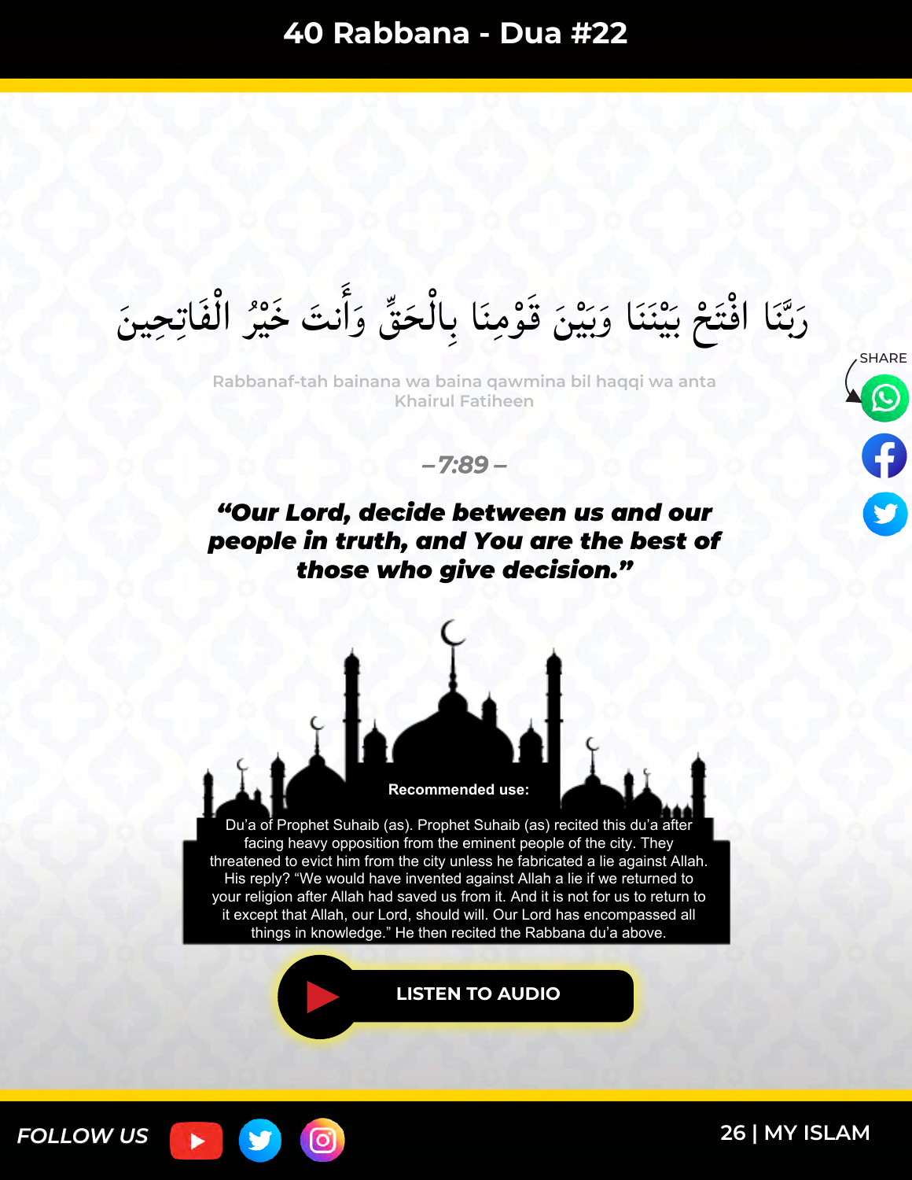# 40 Rabbana - Dua #22

رَبَّنَا افْتَحْ بَيْنَنَا وَبَيْنَ قَوْمِنَا بِالْحَقِّ وَأَنتَ خَيْرُ الْفَاتِحِينَ

Rabbanaf-tah bainana wa baina qawmina bil haqqi wa anta Khairul Fatiheen

*– 7:89 –*

***"Our Lord, decide between us and our people in truth, and You are the best of those who give decision."***

SHARE

**Recommended use:**

Du'a of Prophet Suhaib (as). Prophet Suhaib (as) recited this du'a after facing heavy opposition from the eminent people of the city. They threatened to evict him from the city unless he fabricated a lie against Allah. His reply? "We would have invented against Allah a lie if we returned to your religion after Allah had saved us from it. And it is not for us to return to it except that Allah, our Lord, should will. Our Lord has encompassed all things in knowledge." He then recited the Rabbana du'a above.

**LISTEN TO AUDIO**

*FOLLOW US*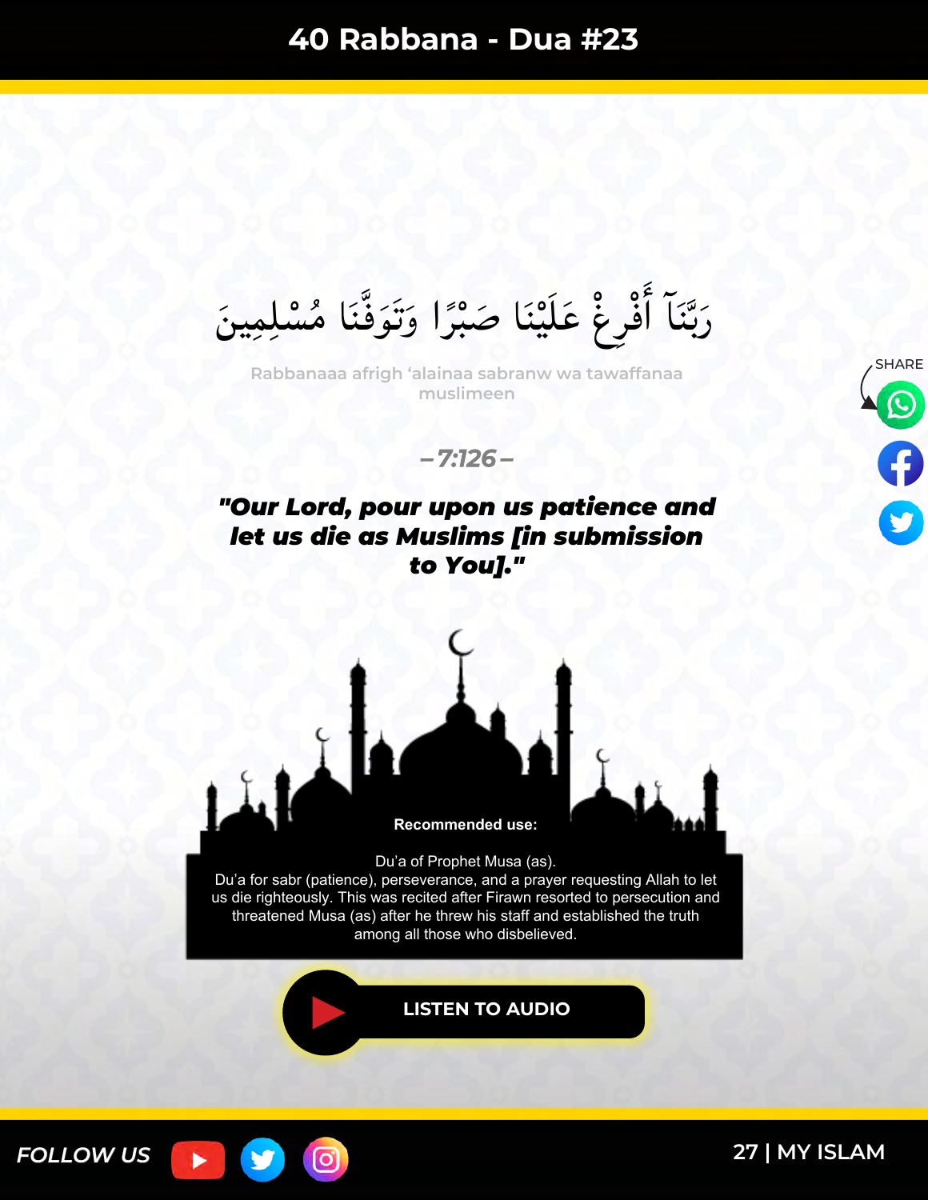# 40 Rabbana - Dua #23

رَبَّنَآ أَفْرِغْ عَلَيْنَا صَبْرًا وَتَوَفَّنَا مُسْلِمِينَ

Rabbanaaa afrigh 'alainaa sabranw wa tawaffanaa muslimeen

– 7:126 –

***"Our Lord, pour upon us patience and let us die as Muslims [in submission to You]."***

**Recommended use:**

Du'a of Prophet Musa (as).
Du'a for sabr (patience), perseverance, and a prayer requesting Allah to let us die righteously. This was recited after Firawn resorted to persecution and threatened Musa (as) after he threw his staff and established the truth among all those who disbelieved.

LISTEN TO AUDIO

SHARE

FOLLOW US

MY ISLAM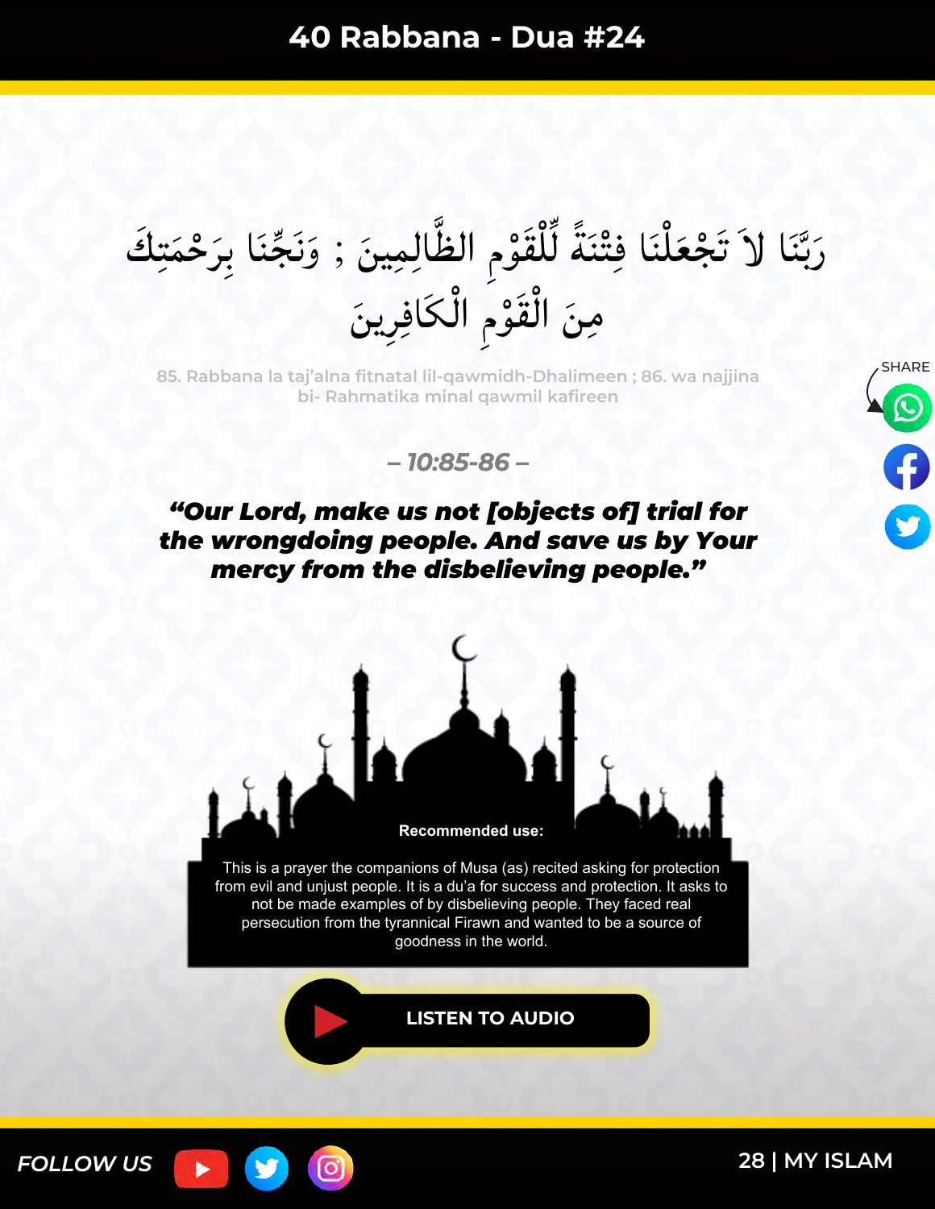# 40 Rabbana - Dua #24

رَبَّنَا لاَ تَجْعَلْنَا فِتْنَةً لِّلْقَوْمِ الظَّالِمِينَ ; وَنَجِّنَا بِرَحْمَتِكَ مِنَ الْقَوْمِ الْكَافِرِينَ

85. Rabbana la taj'alna fitnatal lil-qawmidh-Dhalimeen ; 86. wa najjina bi- Rahmatika minal qawmil kafireen

*– 10:85-86 –*

***"Our Lord, make us not [objects of] trial for the wrongdoing people. And save us by Your mercy from the disbelieving people."***

**Recommended use:**

This is a prayer the companions of Musa (as) recited asking for protection from evil and unjust people. It is a du'a for success and protection. It asks to not be made examples of by disbelieving people. They faced real persecution from the tyrannical Firawn and wanted to be a source of goodness in the world.

LISTEN TO AUDIO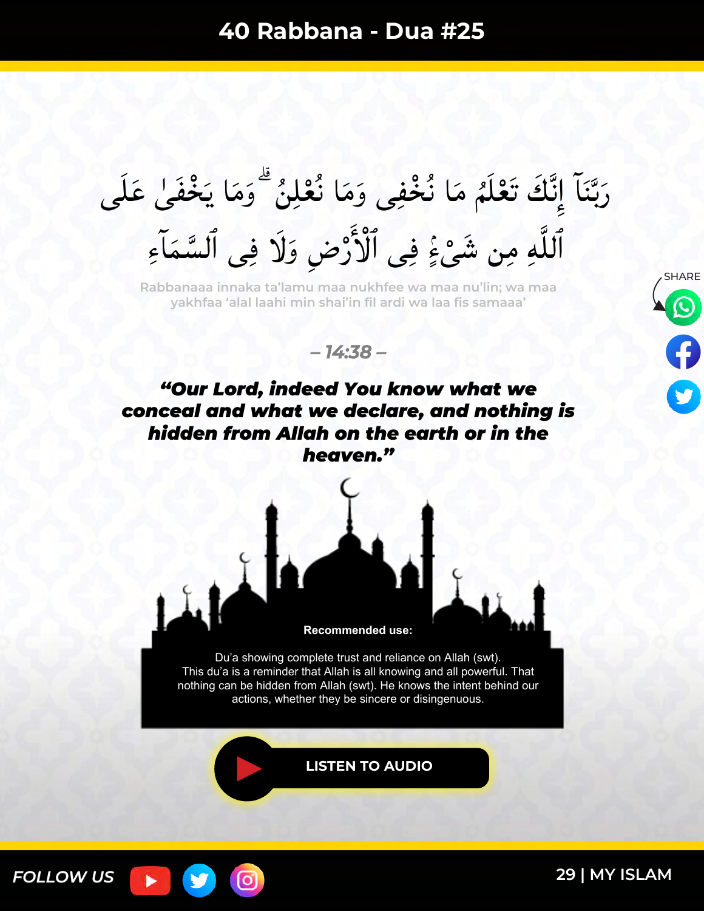# 40 Rabbana - Dua #25

رَبَّنَآ إِنَّكَ تَعْلَمُ مَا نُخْفِى وَمَا نُعْلِنُ ۗ وَمَا يَخْفَىٰ عَلَى ٱللَّهِ مِن شَىْءٍ فِى ٱلْأَرْضِ وَلَا فِى ٱلسَّمَآءِ

Rabbanaaa innaka ta'lamu maa nukhfee wa maa nu'lin; wa maa yakhfaa 'alal laahi min shai'in fil ardi wa laa fis samaaa'

*– 14:38 –*

***"Our Lord, indeed You know what we conceal and what we declare, and nothing is hidden from Allah on the earth or in the heaven."***

**Recommended use:**

Du'a showing complete trust and reliance on Allah (swt). This du'a is a reminder that Allah is all knowing and all powerful. That nothing can be hidden from Allah (swt). He knows the intent behind our actions, whether they be sincere or disingenuous.

LISTEN TO AUDIO

SHARE

FOLLOW US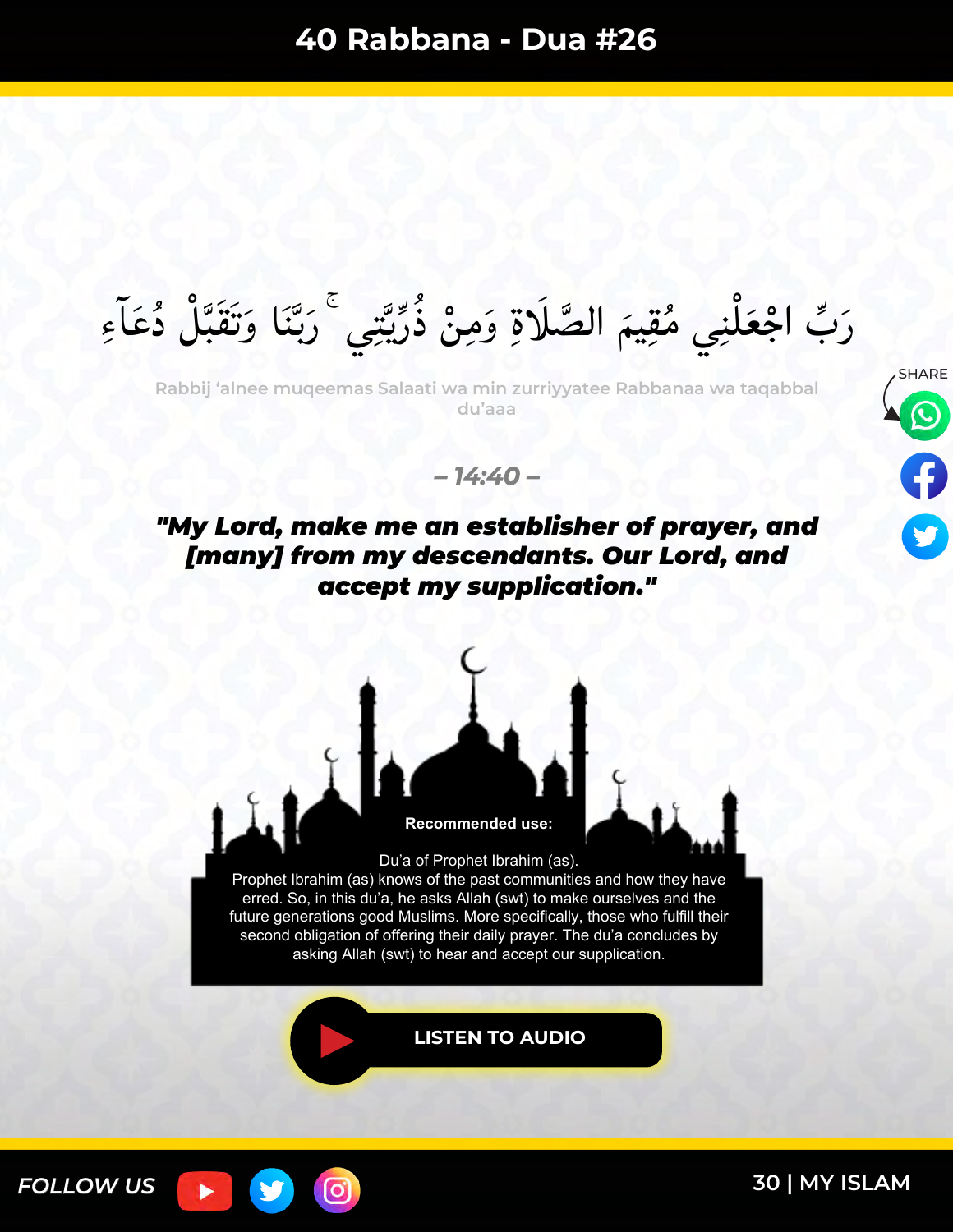# 40 Rabbana - Dua #26

رَبِّ اجْعَلْنِي مُقِيمَ الصَّلَاةِ وَمِنْ ذُرِّيَّتِي ۚ رَبَّنَا وَتَقَبَّلْ دُعَآءِ

Rabbij ‘alnee muqeemas Salaati wa min zurriyyatee Rabbanaa wa taqabbal du’aaa

*– 14:40 –*

***"My Lord, make me an establisher of prayer, and [many] from my descendants. Our Lord, and accept my supplication."***

**Recommended use:**

Du’a of Prophet Ibrahim (as).
Prophet Ibrahim (as) knows of the past communities and how they have erred. So, in this du’a, he asks Allah (swt) to make ourselves and the future generations good Muslims. More specifically, those who fulfill their second obligation of offering their daily prayer. The du’a concludes by asking Allah (swt) to hear and accept our supplication.

LISTEN TO AUDIO

SHARE

FOLLOW US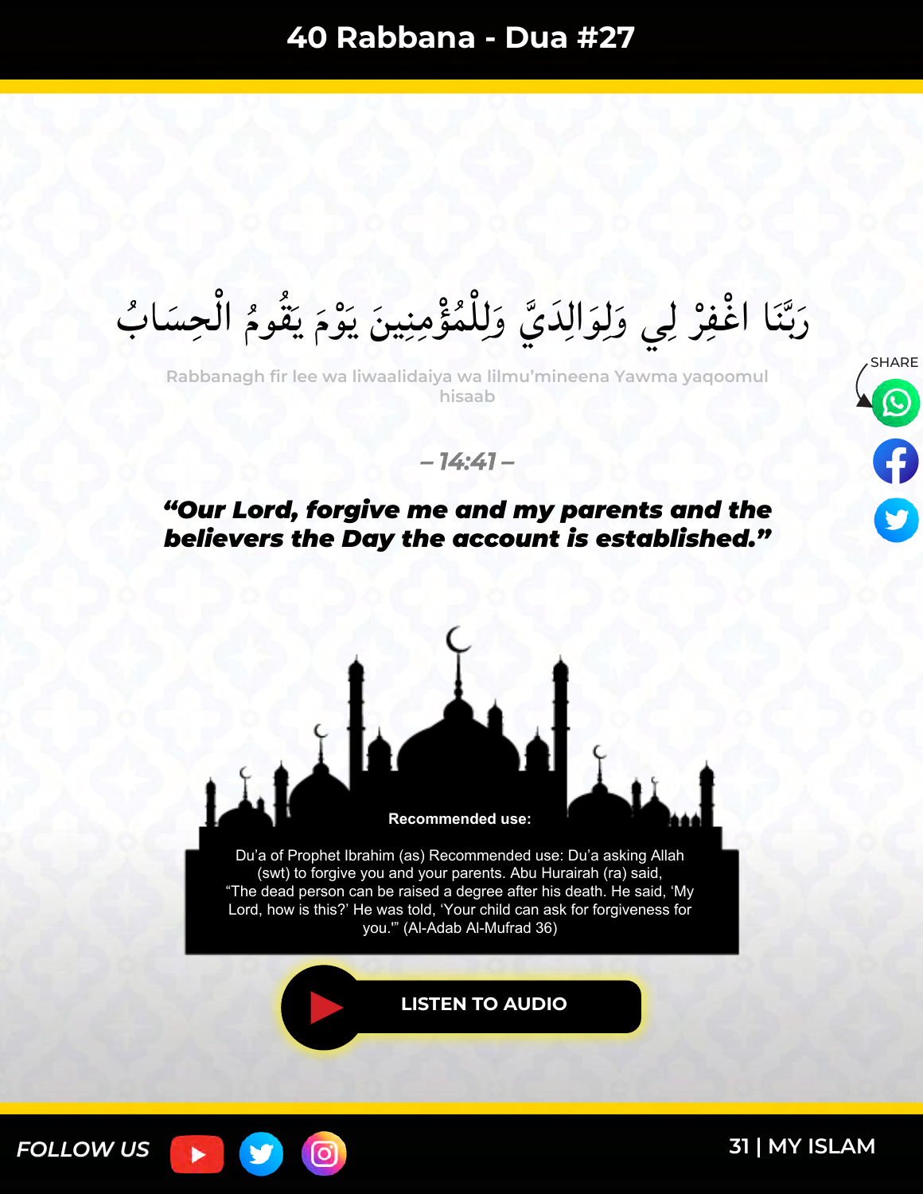# 40 Rabbana - Dua #27

رَبَّنَا اغْفِرْ لِي وَلِوَالِدَيَّ وَلِلْمُؤْمِنِينَ يَوْمَ يَقُومُ الْحِسَابُ

Rabbanagh fir lee wa liwaalidaiya wa lilmu'mineena Yawma yaqoomul hisaab

*– 14:41 –*

***"Our Lord, forgive me and my parents and the believers the Day the account is established."***

**Recommended use:**

Du'a of Prophet Ibrahim (as) Recommended use: Du'a asking Allah (swt) to forgive you and your parents. Abu Hurairah (ra) said, "The dead person can be raised a degree after his death. He said, 'My Lord, how is this?' He was told, 'Your child can ask for forgiveness for you.'" (Al-Adab Al-Mufrad 36)

LISTEN TO AUDIO

FOLLOW US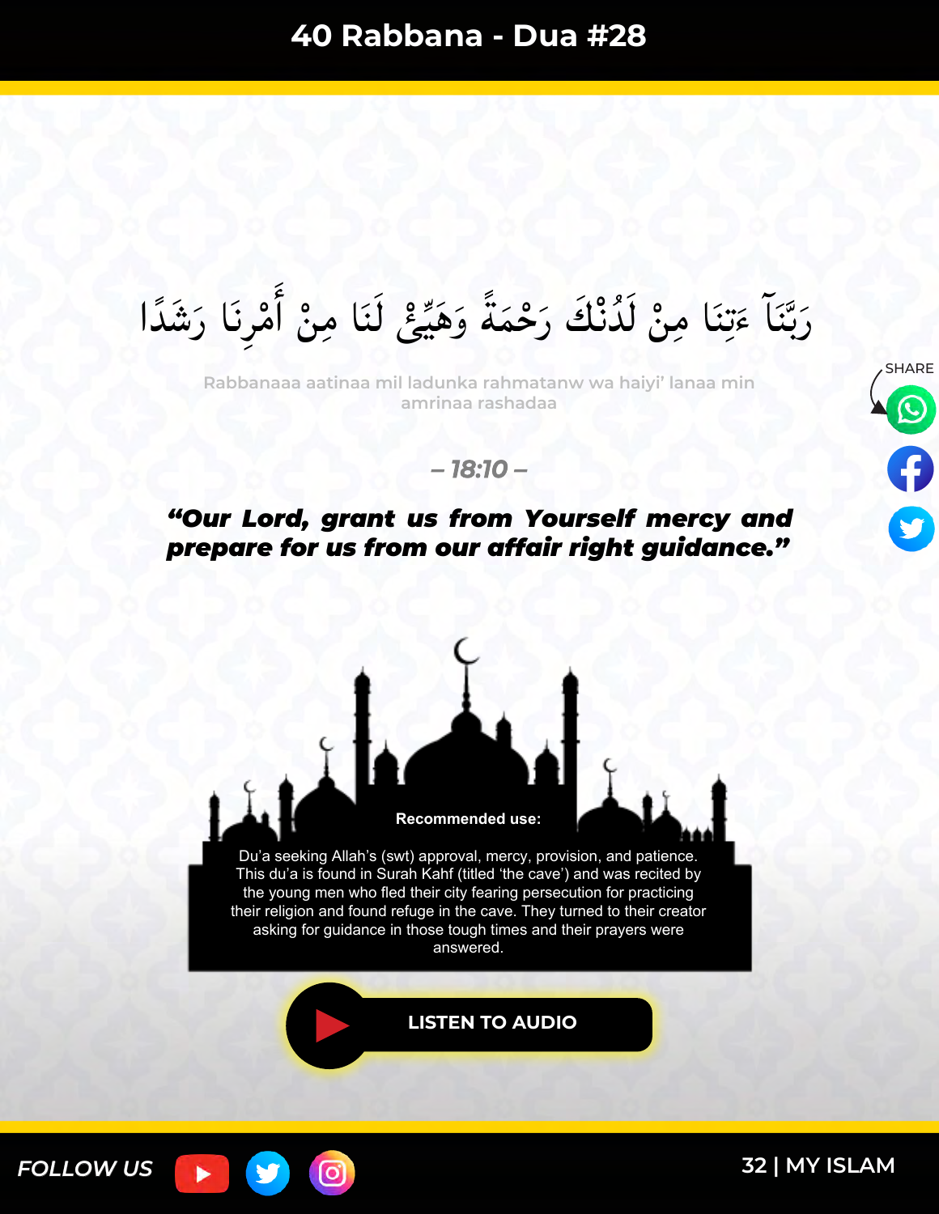# 40 Rabbana - Dua #28

رَبَّنَآ ءَاتِنَا مِن لَّدُنكَ رَحْمَةً وَهَيِّئْ لَنَا مِنْ أَمْرِنَا رَشَدًا

Rabbanaaa aatinaa mil ladunka rahmatanw wa haiyi' lanaa min amrinaa rashadaa

– 18:10 –

***"Our Lord, grant us from Yourself mercy and prepare for us from our affair right guidance."***

**Recommended use:**

Du'a seeking Allah's (swt) approval, mercy, provision, and patience. This du'a is found in Surah Kahf (titled 'the cave') and was recited by the young men who fled their city fearing persecution for practicing their religion and found refuge in the cave. They turned to their creator asking for guidance in those tough times and their prayers were answered.

LISTEN TO AUDIO

SHARE

FOLLOW US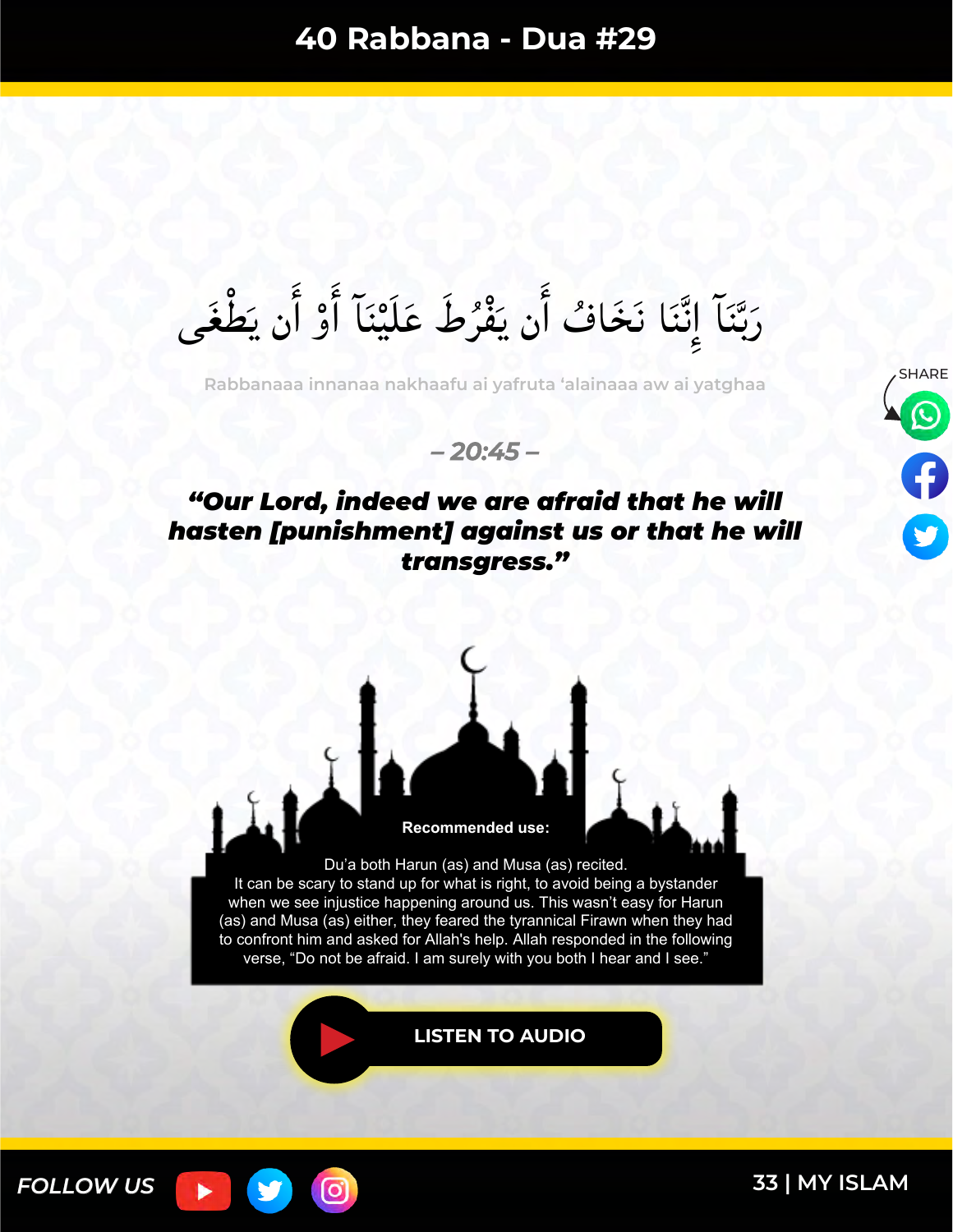# 40 Rabbana - Dua #29

رَبَّنَآ إِنَّنَا نَخَافُ أَن يَفْرُطَ عَلَيْنَآ أَوْ أَن يَطْغَىٰ

Rabbanaaa innanaa nakhaafu ai yafruta 'alainaaa aw ai yatghaa

*– 20:45 –*

***"Our Lord, indeed we are afraid that he will hasten [punishment] against us or that he will transgress."***

**Recommended use:**

Du'a both Harun (as) and Musa (as) recited.
It can be scary to stand up for what is right, to avoid being a bystander when we see injustice happening around us. This wasn't easy for Harun (as) and Musa (as) either, they feared the tyrannical Firawn when they had to confront him and asked for Allah's help. Allah responded in the following verse, "Do not be afraid. I am surely with you both I hear and I see."

LISTEN TO AUDIO

SHARE

FOLLOW US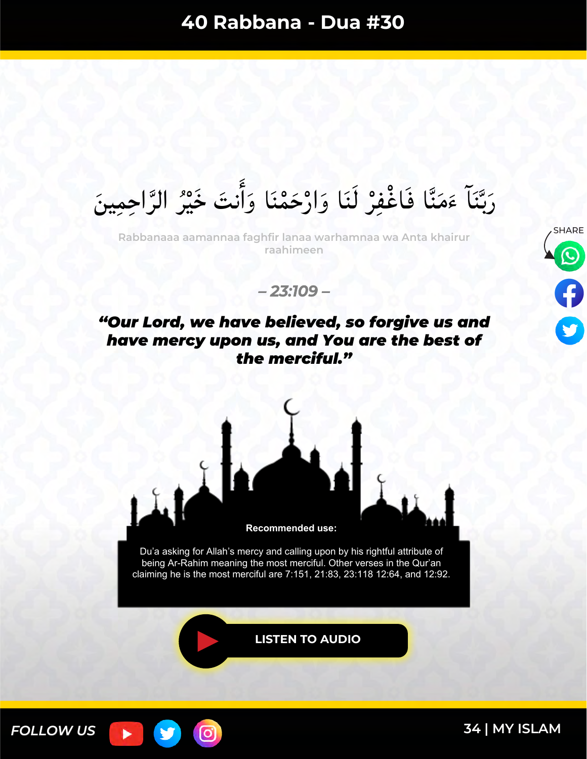# 40 Rabbana - Dua #30

رَبَّنَآ ءَمَنَّا فَاغْفِرْ لَنَا وَارْحَمْنَا وَأَنتَ خَيْرُ الرَّاحِمِينَ

Rabbanaaa aamannaa faghfir lanaa warhamnaa wa Anta khairur raahimeen

*– 23:109 –*

***"Our Lord, we have believed, so forgive us and have mercy upon us, and You are the best of the merciful."***

**Recommended use:**

Du'a asking for Allah's mercy and calling upon by his rightful attribute of being Ar-Rahim meaning the most merciful. Other verses in the Qur'an claiming he is the most merciful are 7:151, 21:83, 23:118 12:64, and 12:92.

**LISTEN TO AUDIO**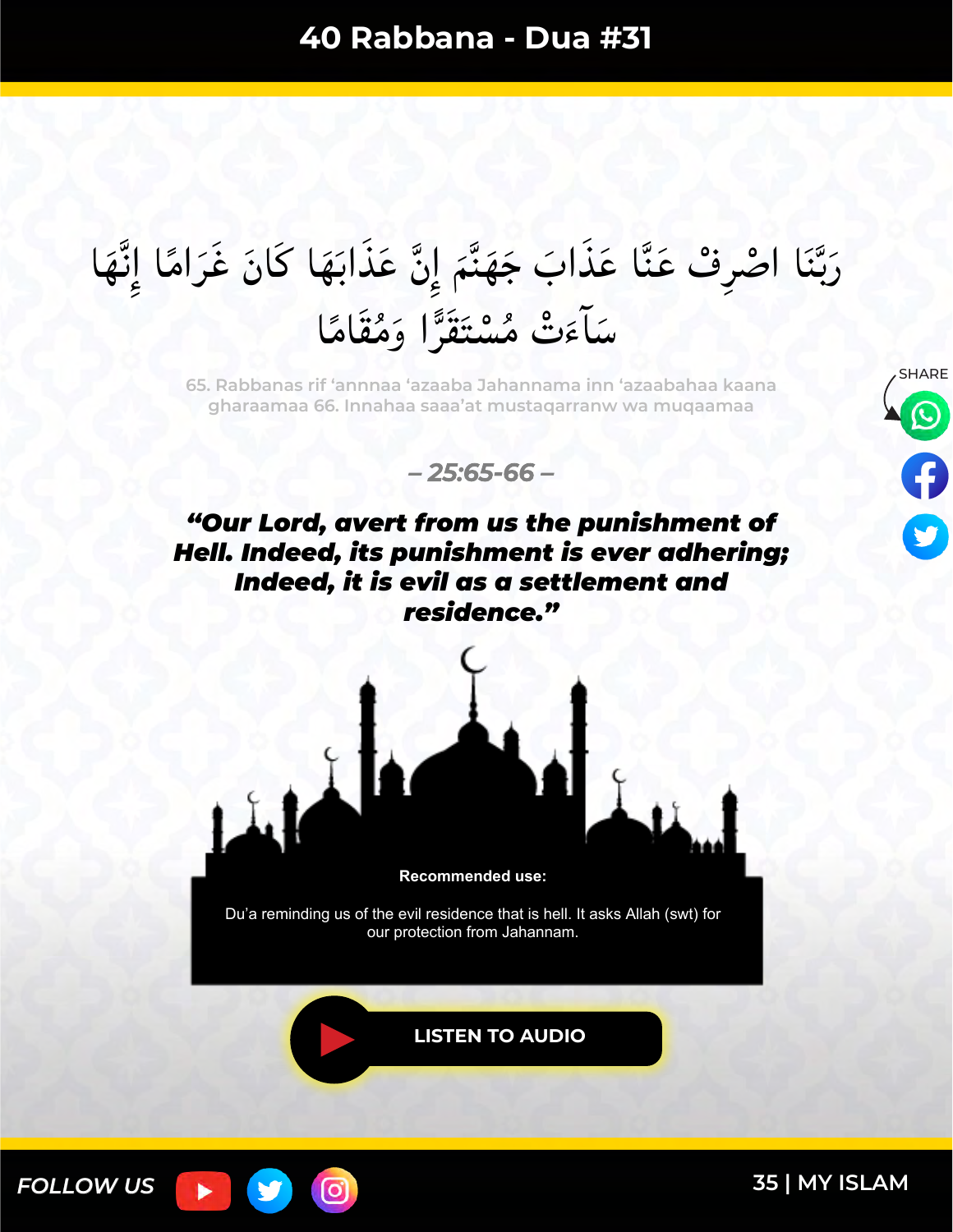# 40 Rabbana - Dua #31

رَبَّنَا اصْرِفْ عَنَّا عَذَابَ جَهَنَّمَ إِنَّ عَذَابَهَا كَانَ غَرَامًا إِنَّهَا سَآءَتْ مُسْتَقَرًّا وَمُقَامًا

65. Rabbanas rif 'annnaa 'azaaba Jahannama inn 'azaabahaa kaana gharaamaa 66. Innahaa saaa'at mustaqarranw wa muqaamaa

*– 25:65-66 –*

***"Our Lord, avert from us the punishment of Hell. Indeed, its punishment is ever adhering; Indeed, it is evil as a settlement and residence."***

**Recommended use:**

Du'a reminding us of the evil residence that is hell. It asks Allah (swt) for our protection from Jahannam.

LISTEN TO AUDIO

SHARE

FOLLOW US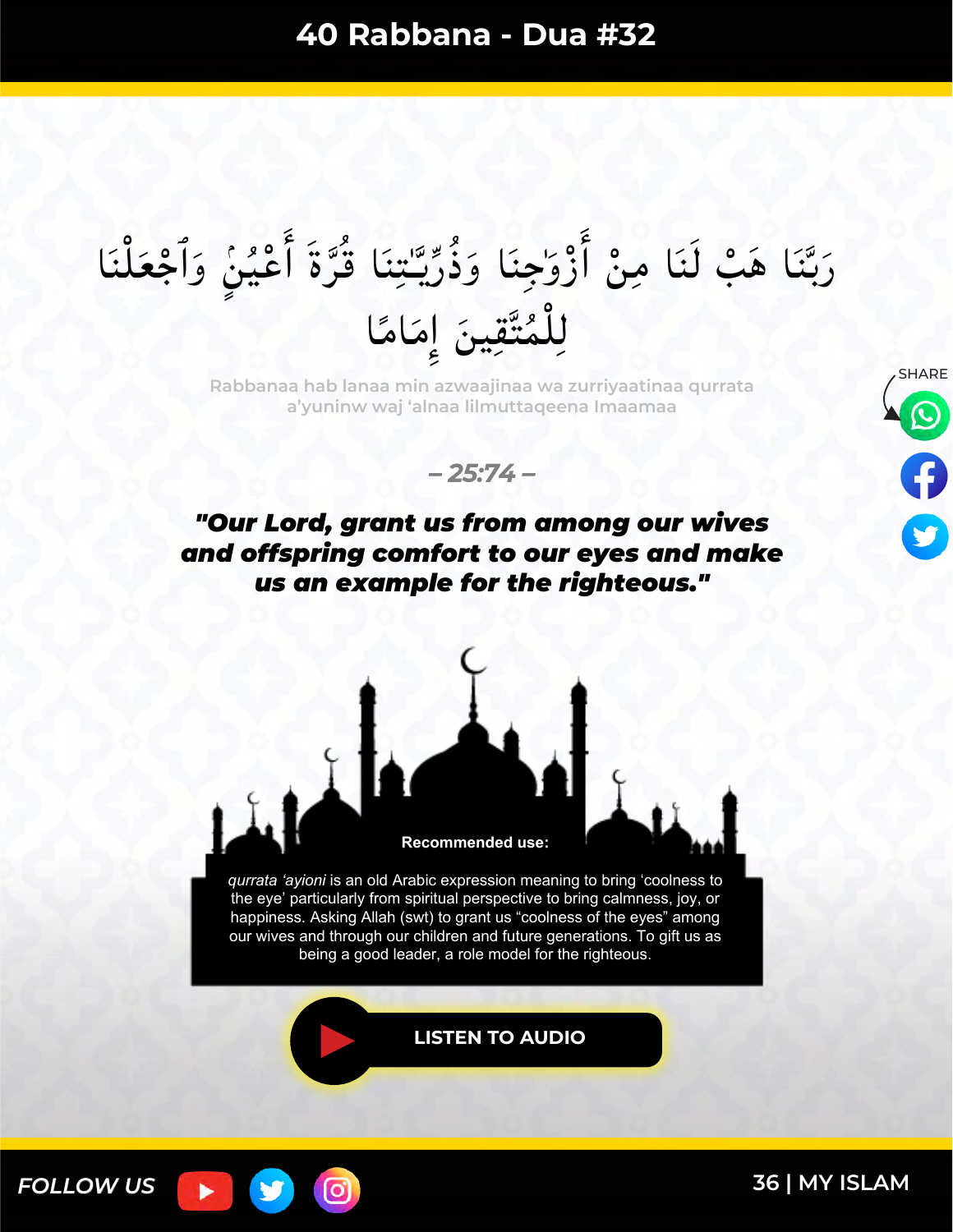# 40 Rabbana - Dua #32

رَبَّنَا هَبْ لَنَا مِنْ أَزْوَٰجِنَا وَذُرِّيَّٰتِنَا قُرَّةَ أَعْيُنٍ وَٱجْعَلْنَا لِلْمُتَّقِينَ إِمَامًا

Rabbanaa hab lanaa min azwaajinaa wa zurriyaatinaa qurrata a'yuninw waj 'alnaa lilmuttaqeena Imaamaa

*– 25:74 –*

***"Our Lord, grant us from among our wives and offspring comfort to our eyes and make us an example for the righteous."***

**Recommended use:**

*qurrata 'ayioni* is an old Arabic expression meaning to bring 'coolness to the eye' particularly from spiritual perspective to bring calmness, joy, or happiness. Asking Allah (swt) to grant us "coolness of the eyes" among our wives and through our children and future generations. To gift us as being a good leader, a role model for the righteous.

LISTEN TO AUDIO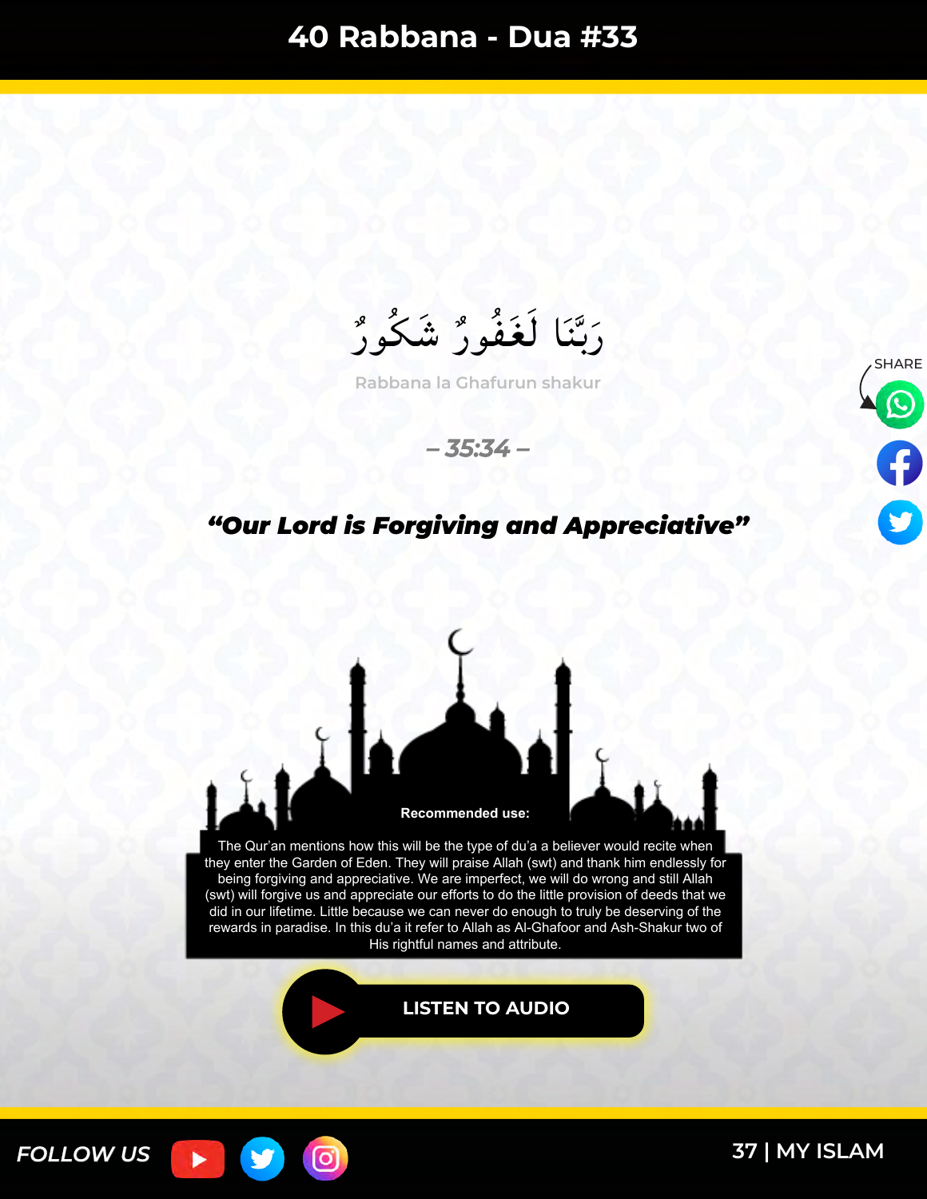# 40 Rabbana - Dua #33

رَبَّنَا لَغَفُورٌ شَكُورٌ

Rabbana la Ghafurun shakur

– 35:34 –

***"Our Lord is Forgiving and Appreciative"***

**Recommended use:**

The Qur'an mentions how this will be the type of du'a a believer would recite when they enter the Garden of Eden. They will praise Allah (swt) and thank him endlessly for being forgiving and appreciative. We are imperfect, we will do wrong and still Allah (swt) will forgive us and appreciate our efforts to do the little provision of deeds that we did in our lifetime. Little because we can never do enough to truly be deserving of the rewards in paradise. In this du'a it refer to Allah as Al-Ghafoor and Ash-Shakur two of His rightful names and attribute.

LISTEN TO AUDIO

SHARE

FOLLOW US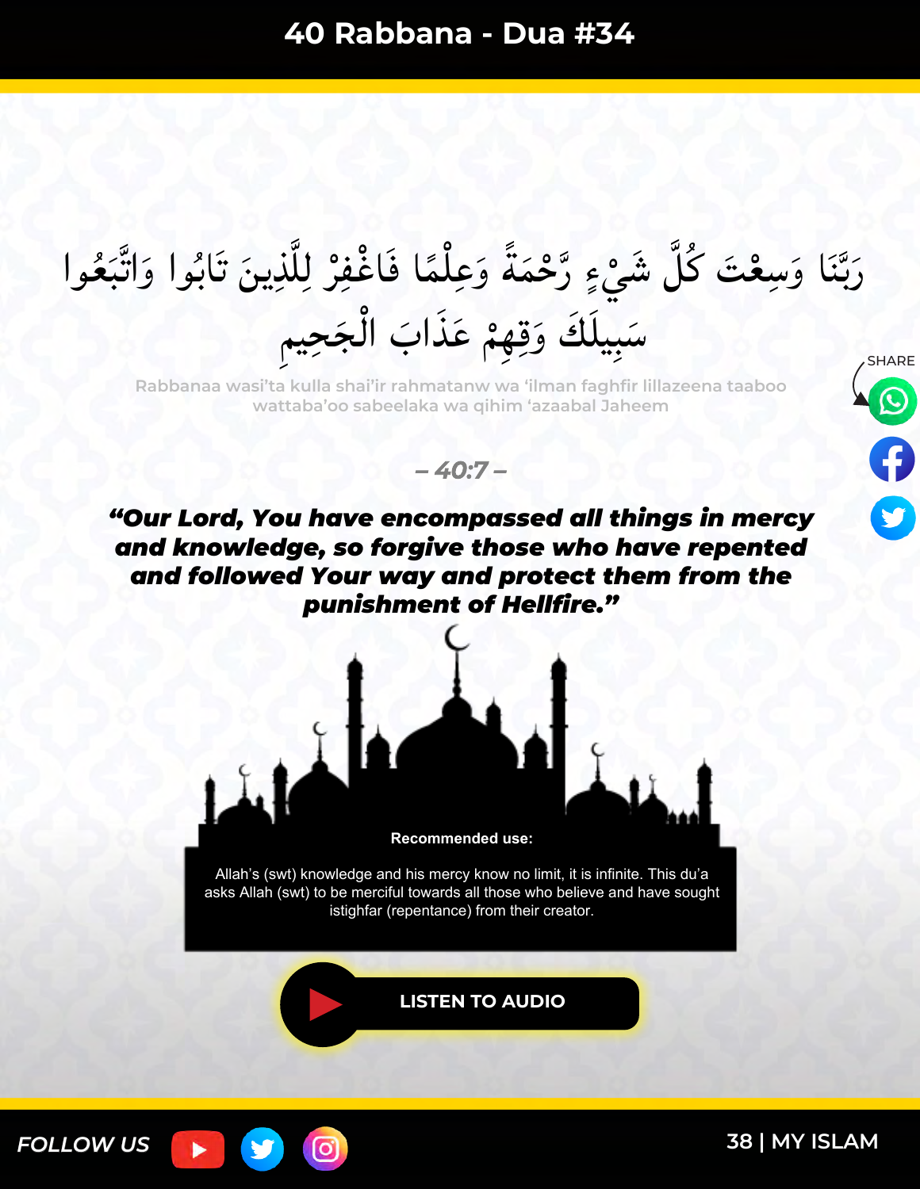# 40 Rabbana - Dua #34

رَبَّنَا وَسِعْتَ كُلَّ شَيْءٍ رَّحْمَةً وَعِلْمًا فَاغْفِرْ لِلَّذِينَ تَابُوا وَاتَّبَعُوا سَبِيلَكَ وَقِهِمْ عَذَابَ الْجَحِيمِ

Rabbanaa wasi'ta kulla shai'ir rahmatanw wa 'ilman faghfir lillazeena taaboo wattaba'oo sabeelaka wa qihim 'azaabal Jaheem

*– 40:7 –*

***"Our Lord, You have encompassed all things in mercy and knowledge, so forgive those who have repented and followed Your way and protect them from the punishment of Hellfire."***

**Recommended use:**

Allah's (swt) knowledge and his mercy know no limit, it is infinite. This du'a asks Allah (swt) to be merciful towards all those who believe and have sought istighfar (repentance) from their creator.

LISTEN TO AUDIO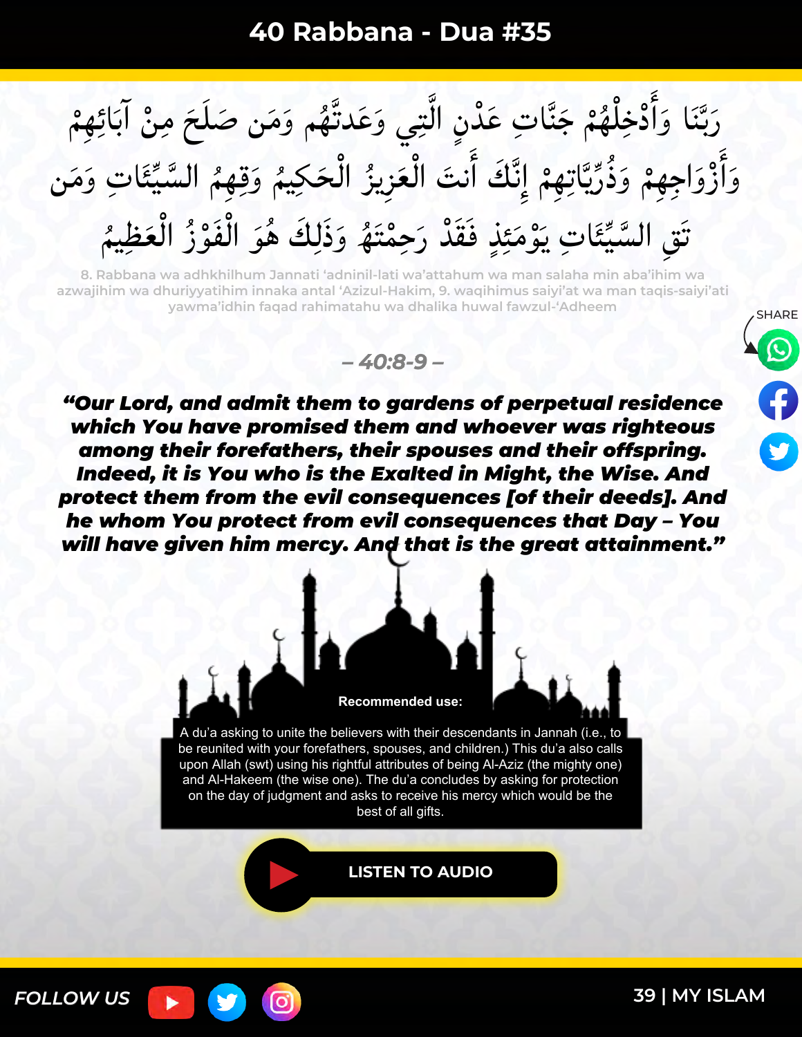# 40 Rabbana - Dua #35

رَبَّنَا وَأَدْخِلْهُمْ جَنَّاتِ عَدْنٍ الَّتِي وَعَدتَّهُم وَمَن صَلَحَ مِنْ آبَائِهِمْ وَأَزْوَاجِهِمْ وَذُرِّيَّاتِهِمْ إِنَّكَ أَنتَ الْعَزِيزُ الْحَكِيمُ وَقِهِمُ السَّيِّئَاتِ وَمَن تَقِ السَّيِّئَاتِ يَوْمَئِذٍ فَقَدْ رَحِمْتَهُ وَذَلِكَ هُوَ الْفَوْزُ الْعَظِيمُ

8. Rabbana wa adhkhilhum Jannati 'adninil-lati wa'attahum wa man salaha min aba'ihim wa azwajihim wa dhuriyyatihim innaka antal 'Azizul-Hakim, 9. waqihimus saiyi'at wa man taqis-saiyi'ati yawma'idhin faqad rahimatahu wa dhalika huwal fawzul-'Adheem

*– 40:8-9 –*

***"Our Lord, and admit them to gardens of perpetual residence which You have promised them and whoever was righteous among their forefathers, their spouses and their offspring. Indeed, it is You who is the Exalted in Might, the Wise. And protect them from the evil consequences [of their deeds]. And he whom You protect from evil consequences that Day – You will have given him mercy. And that is the great attainment."***

**Recommended use:**

A du'a asking to unite the believers with their descendants in Jannah (i.e., to be reunited with your forefathers, spouses, and children.) This du'a also calls upon Allah (swt) using his rightful attributes of being Al-Aziz (the mighty one) and Al-Hakeem (the wise one). The du'a concludes by asking for protection on the day of judgment and asks to receive his mercy which would be the best of all gifts.

LISTEN TO AUDIO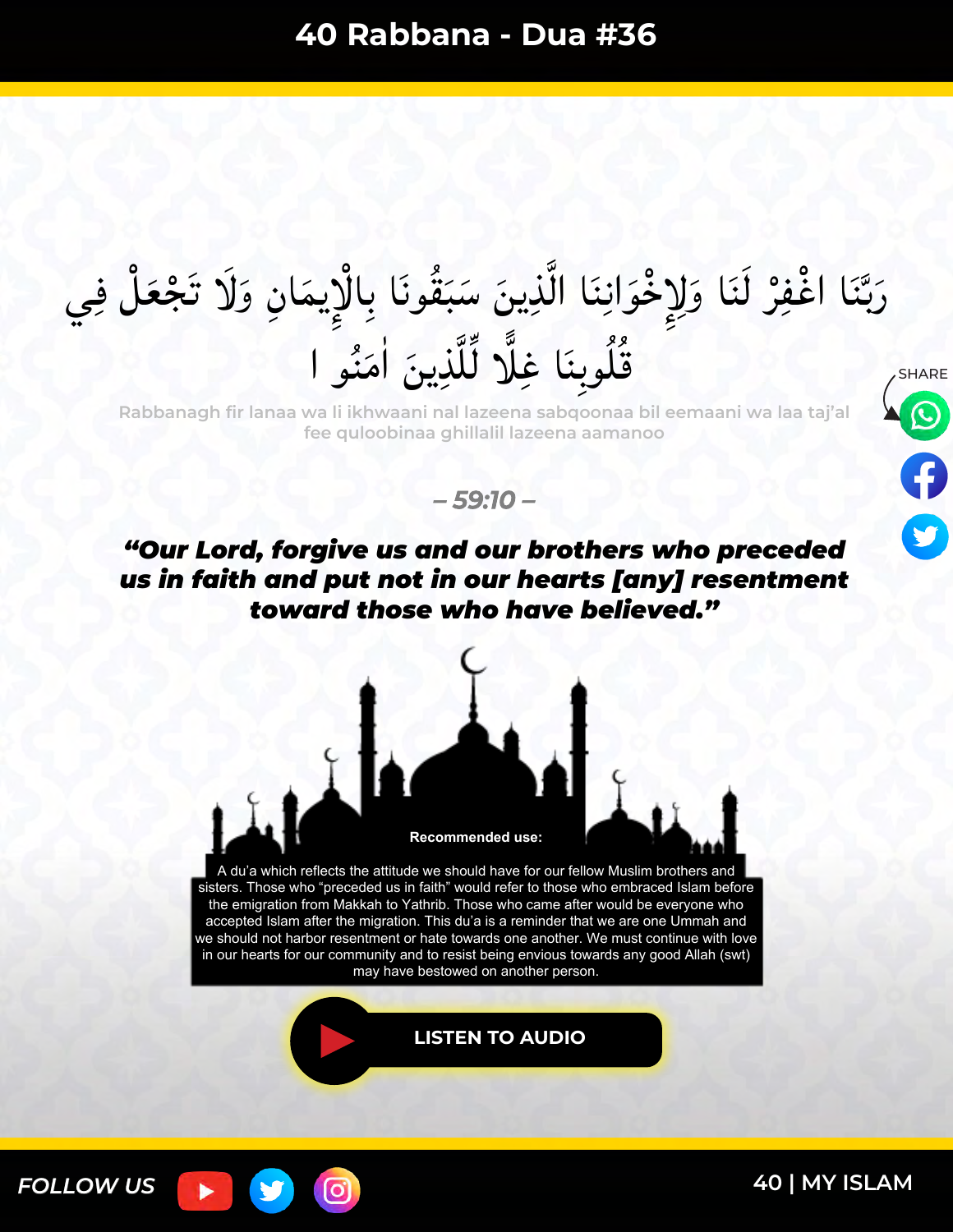# 40 Rabbana - Dua #36

رَبَّنَا اغْفِرْ لَنَا وَلِإِخْوَانِنَا الَّذِينَ سَبَقُونَا بِالْإِيمَانِ وَلَا تَجْعَلْ فِي قُلُوبِنَا غِلًّا لِّلَّذِينَ آمَنُوا

Rabbanagh fir lanaa wa li ikhwaani nal lazeena sabqoonaa bil eemaani wa laa taj'al fee quloobinaa ghillalil lazeena aamanoo

*– 59:10 –*

***"Our Lord, forgive us and our brothers who preceded us in faith and put not in our hearts [any] resentment toward those who have believed."***

**Recommended use:**

A du'a which reflects the attitude we should have for our fellow Muslim brothers and sisters. Those who "preceded us in faith" would refer to those who embraced Islam before the emigration from Makkah to Yathrib. Those who came after would be everyone who accepted Islam after the migration. This du'a is a reminder that we are one Ummah and we should not harbor resentment or hate towards one another. We must continue with love in our hearts for our community and to resist being envious towards any good Allah (swt) may have bestowed on another person.

LISTEN TO AUDIO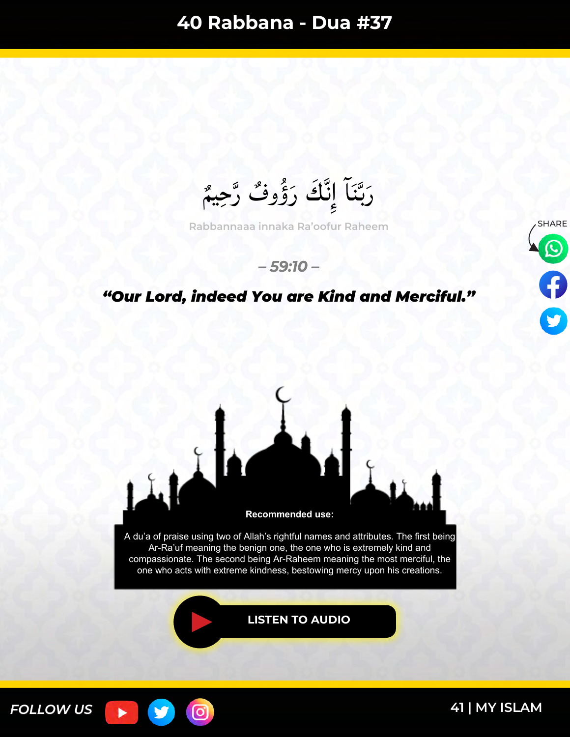# 40 Rabbana - Dua #37

رَبَّنَآ إِنَّكَ رَؤُوفٌ رَّحِيمٌ

Rabbannaaa innaka Ra'oofur Raheem

– 59:10 –

***"Our Lord, indeed You are Kind and Merciful."***

**Recommended use:**

A du'a of praise using two of Allah's rightful names and attributes. The first being Ar-Ra'uf meaning the benign one, the one who is extremely kind and compassionate. The second being Ar-Raheem meaning the most merciful, the one who acts with extreme kindness, bestowing mercy upon his creations.

LISTEN TO AUDIO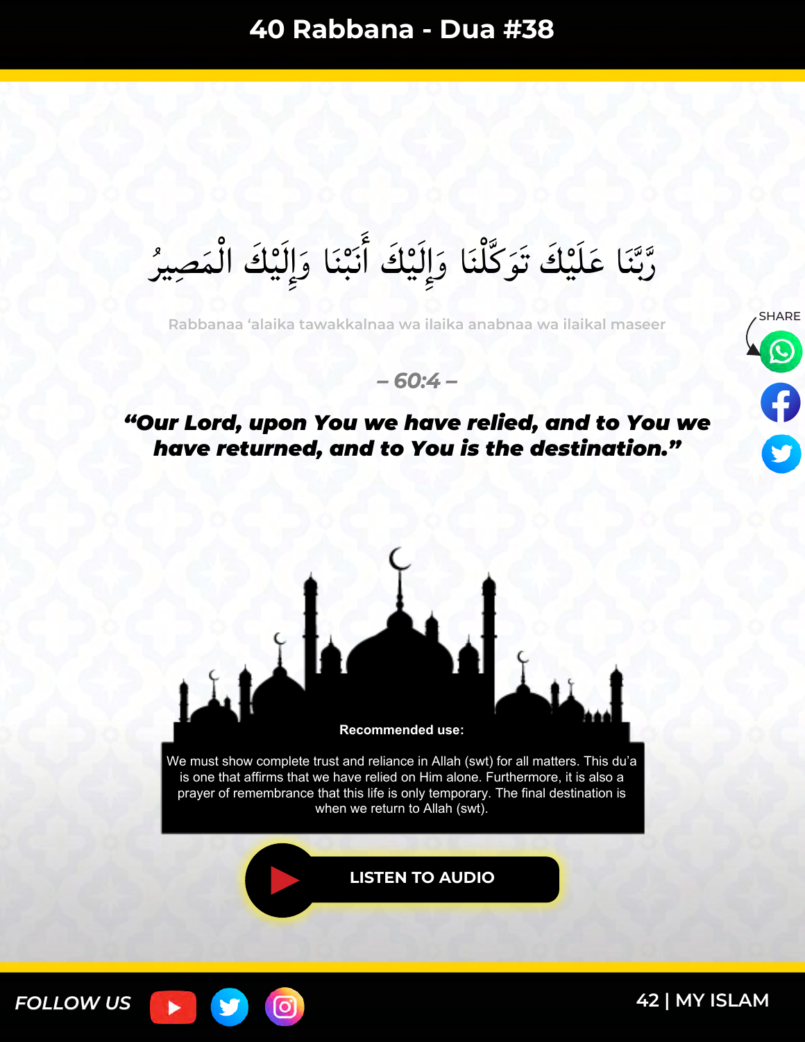# 40 Rabbana - Dua #38

رَّبَّنَا عَلَيْكَ تَوَكَّلْنَا وَإِلَيْكَ أَنَبْنَا وَإِلَيْكَ الْمَصِيرُ

Rabbanaa 'alaika tawakkalnaa wa ilaika anabnaa wa ilaikal maseer

*– 60:4 –*

***"Our Lord, upon You we have relied, and to You we have returned, and to You is the destination."***

**Recommended use:**

We must show complete trust and reliance in Allah (swt) for all matters. This du'a is one that affirms that we have relied on Him alone. Furthermore, it is also a prayer of remembrance that this life is only temporary. The final destination is when we return to Allah (swt).

LISTEN TO AUDIO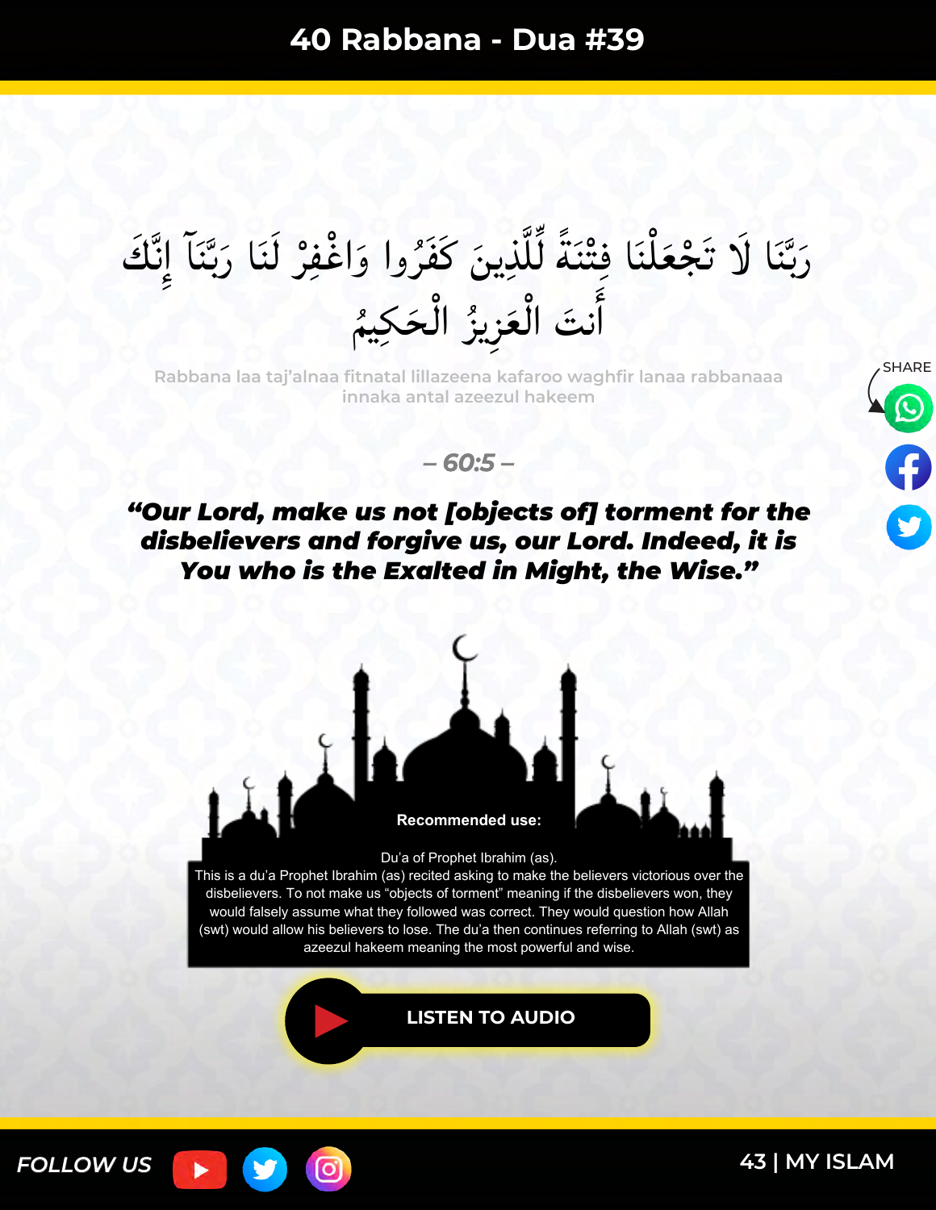# 40 Rabbana - Dua #39

رَبَّنَا لَا تَجْعَلْنَا فِتْنَةً لِّلَّذِينَ كَفَرُوا وَاغْفِرْ لَنَا رَبَّنَآ إِنَّكَ أَنتَ الْعَزِيزُ الْحَكِيمُ

Rabbana laa taj'alnaa fitnatal lillazeena kafaroo waghfir lanaa rabbanaaa innaka antal azeezul hakeem

*– 60:5 –*

***"Our Lord, make us not [objects of] torment for the disbelievers and forgive us, our Lord. Indeed, it is You who is the Exalted in Might, the Wise."***

**Recommended use:**

Du'a of Prophet Ibrahim (as).
This is a du'a Prophet Ibrahim (as) recited asking to make the believers victorious over the disbelievers. To not make us "objects of torment" meaning if the disbelievers won, they would falsely assume what they followed was correct. They would question how Allah (swt) would allow his believers to lose. The du'a then continues referring to Allah (swt) as azeezul hakeem meaning the most powerful and wise.

LISTEN TO AUDIO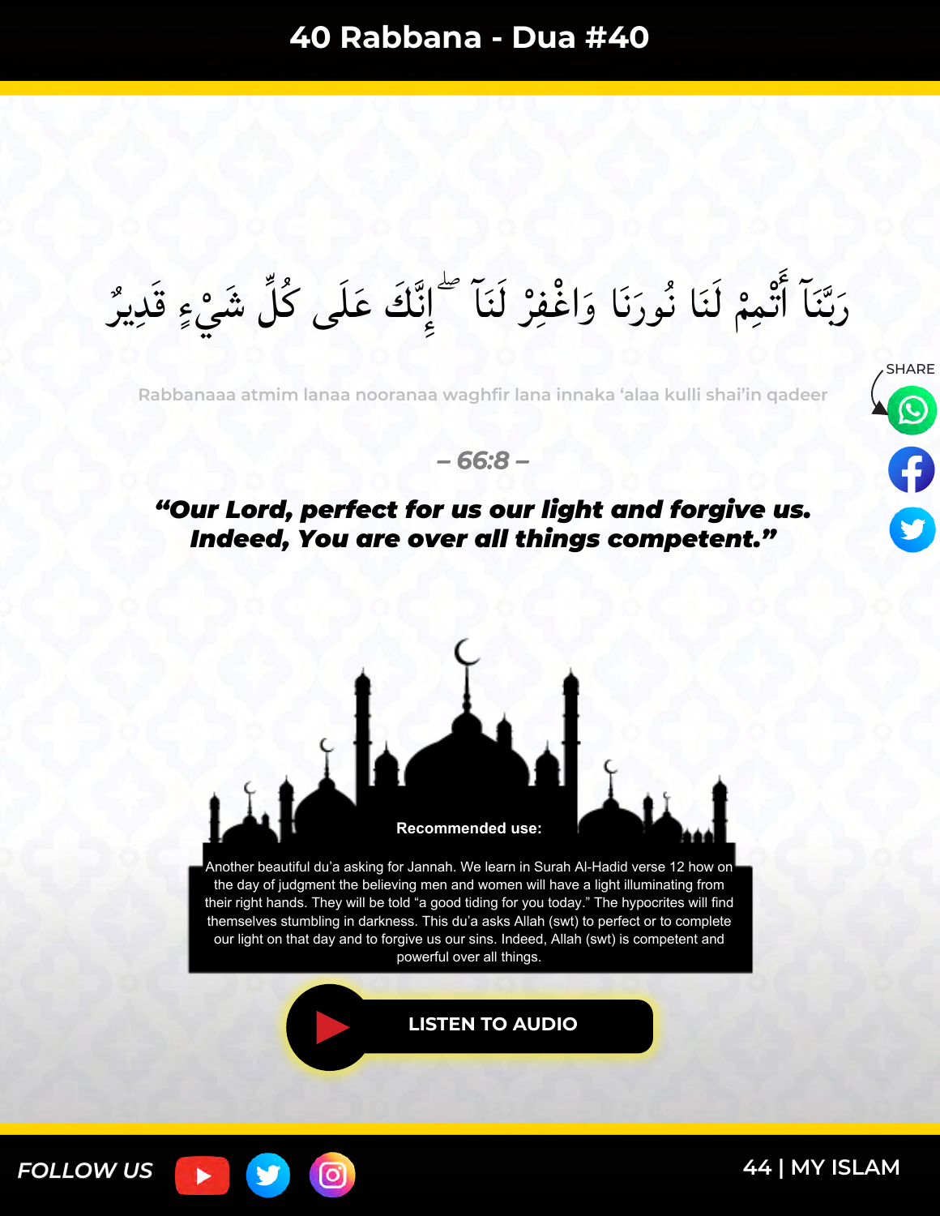# 40 Rabbana - Dua #40

رَبَّنَآ أَتْمِمْ لَنَا نُورَنَا وَاغْفِرْ لَنَآ ۖ إِنَّكَ عَلَىٰ كُلِّ شَيْءٍ قَدِيرٌ

Rabbanaaa atmim lanaa nooranaa waghfir lana innaka 'alaa kulli shai'in qadeer

**– 66:8 –**

***"Our Lord, perfect for us our light and forgive us. Indeed, You are over all things competent."***

**Recommended use:**

Another beautiful du'a asking for Jannah. We learn in Surah Al-Hadid verse 12 how on the day of judgment the believing men and women will have a light illuminating from their right hands. They will be told "a good tiding for you today." The hypocrites will find themselves stumbling in darkness. This du'a asks Allah (swt) to perfect or to complete our light on that day and to forgive us our sins. Indeed, Allah (swt) is competent and powerful over all things.

LISTEN TO AUDIO